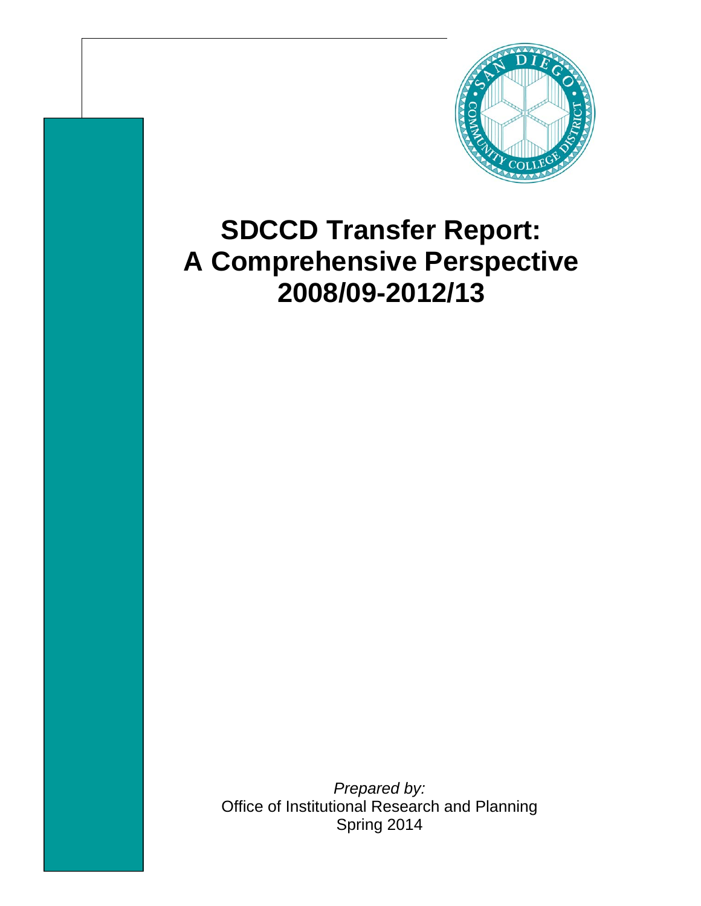# SDCCD Transfer Report: A Comprehensive Perspective 2008/09-2012/13

*Prepared by:*
Office of Institutional Research and Planning
Spring 2014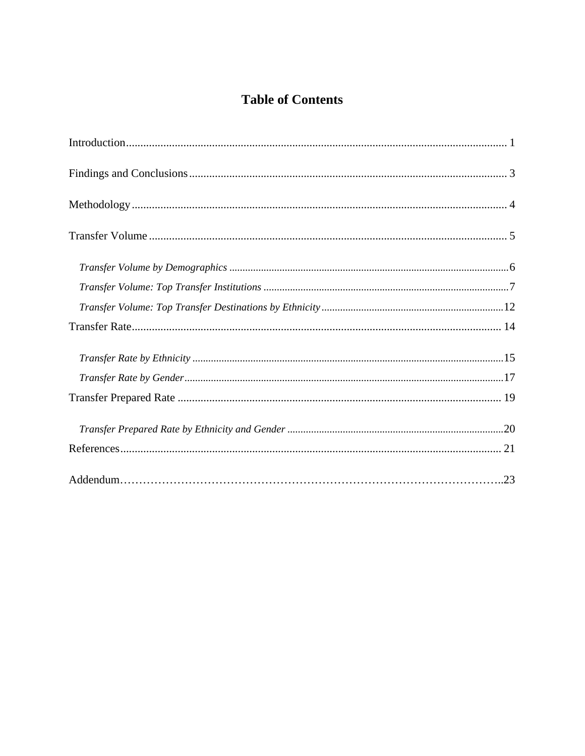# Table of Contents

Introduction ........................................................................................................................ 1

Findings and Conclusions ................................................................................................ 3

Methodology ...................................................................................................................... 4

Transfer Volume ................................................................................................................ 5

*Transfer Volume by Demographics* ........................................................................................ 6

*Transfer Volume: Top Transfer Institutions* ............................................................................ 7

*Transfer Volume: Top Transfer Destinations by Ethnicity* ........................................................ 12

Transfer Rate ..................................................................................................................... 14

*Transfer Rate by Ethnicity* ..................................................................................................... 15

*Transfer Rate by Gender* ......................................................................................................... 17

Transfer Prepared Rate ...................................................................................................... 19

*Transfer Prepared Rate by Ethnicity and Gender* ................................................................... 20

References .......................................................................................................................... 21

Addendum……………………………………………………………………………………..23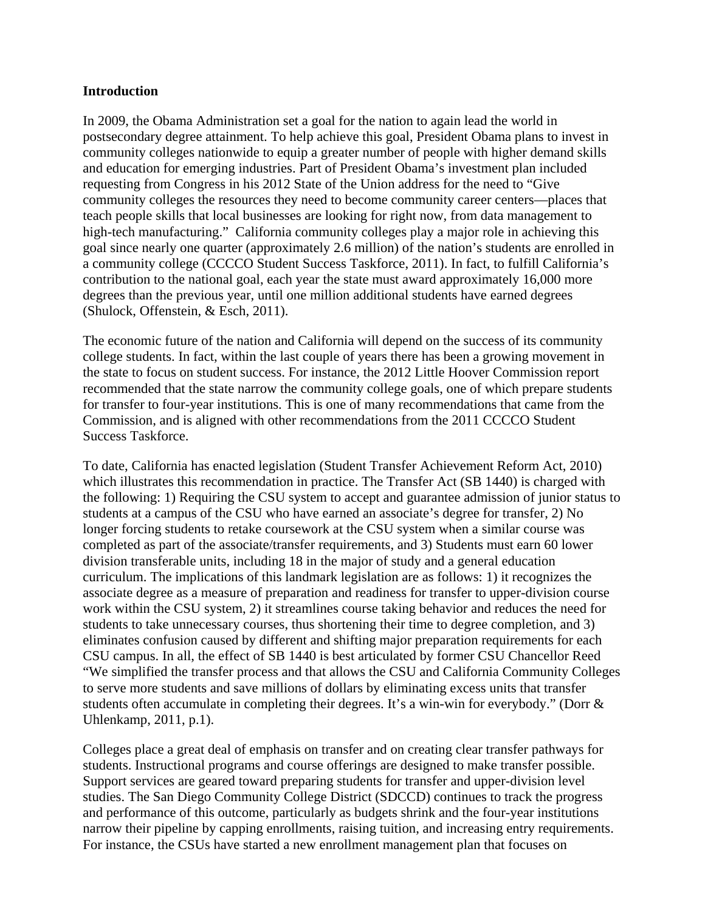## Introduction

In 2009, the Obama Administration set a goal for the nation to again lead the world in postsecondary degree attainment. To help achieve this goal, President Obama plans to invest in community colleges nationwide to equip a greater number of people with higher demand skills and education for emerging industries. Part of President Obama's investment plan included requesting from Congress in his 2012 State of the Union address for the need to "Give community colleges the resources they need to become community career centers—places that teach people skills that local businesses are looking for right now, from data management to high-tech manufacturing." California community colleges play a major role in achieving this goal since nearly one quarter (approximately 2.6 million) of the nation's students are enrolled in a community college (CCCCO Student Success Taskforce, 2011). In fact, to fulfill California's contribution to the national goal, each year the state must award approximately 16,000 more degrees than the previous year, until one million additional students have earned degrees (Shulock, Offenstein, & Esch, 2011).

The economic future of the nation and California will depend on the success of its community college students. In fact, within the last couple of years there has been a growing movement in the state to focus on student success. For instance, the 2012 Little Hoover Commission report recommended that the state narrow the community college goals, one of which prepare students for transfer to four-year institutions. This is one of many recommendations that came from the Commission, and is aligned with other recommendations from the 2011 CCCCO Student Success Taskforce.

To date, California has enacted legislation (Student Transfer Achievement Reform Act, 2010) which illustrates this recommendation in practice. The Transfer Act (SB 1440) is charged with the following: 1) Requiring the CSU system to accept and guarantee admission of junior status to students at a campus of the CSU who have earned an associate's degree for transfer, 2) No longer forcing students to retake coursework at the CSU system when a similar course was completed as part of the associate/transfer requirements, and 3) Students must earn 60 lower division transferable units, including 18 in the major of study and a general education curriculum. The implications of this landmark legislation are as follows: 1) it recognizes the associate degree as a measure of preparation and readiness for transfer to upper-division course work within the CSU system, 2) it streamlines course taking behavior and reduces the need for students to take unnecessary courses, thus shortening their time to degree completion, and 3) eliminates confusion caused by different and shifting major preparation requirements for each CSU campus. In all, the effect of SB 1440 is best articulated by former CSU Chancellor Reed "We simplified the transfer process and that allows the CSU and California Community Colleges to serve more students and save millions of dollars by eliminating excess units that transfer students often accumulate in completing their degrees. It's a win-win for everybody." (Dorr & Uhlenkamp, 2011, p.1).

Colleges place a great deal of emphasis on transfer and on creating clear transfer pathways for students. Instructional programs and course offerings are designed to make transfer possible. Support services are geared toward preparing students for transfer and upper-division level studies. The San Diego Community College District (SDCCD) continues to track the progress and performance of this outcome, particularly as budgets shrink and the four-year institutions narrow their pipeline by capping enrollments, raising tuition, and increasing entry requirements. For instance, the CSUs have started a new enrollment management plan that focuses on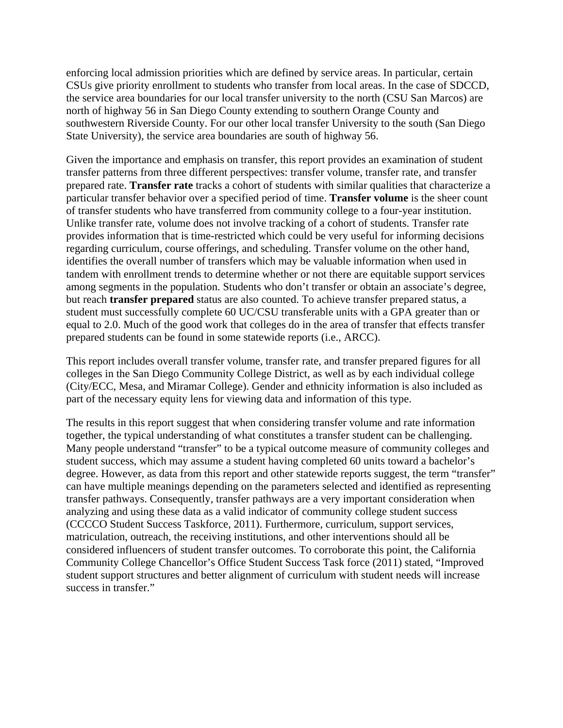enforcing local admission priorities which are defined by service areas. In particular, certain CSUs give priority enrollment to students who transfer from local areas. In the case of SDCCD, the service area boundaries for our local transfer university to the north (CSU San Marcos) are north of highway 56 in San Diego County extending to southern Orange County and southwestern Riverside County. For our other local transfer University to the south (San Diego State University), the service area boundaries are south of highway 56.

Given the importance and emphasis on transfer, this report provides an examination of student transfer patterns from three different perspectives: transfer volume, transfer rate, and transfer prepared rate. **Transfer rate** tracks a cohort of students with similar qualities that characterize a particular transfer behavior over a specified period of time. **Transfer volume** is the sheer count of transfer students who have transferred from community college to a four-year institution. Unlike transfer rate, volume does not involve tracking of a cohort of students. Transfer rate provides information that is time-restricted which could be very useful for informing decisions regarding curriculum, course offerings, and scheduling. Transfer volume on the other hand, identifies the overall number of transfers which may be valuable information when used in tandem with enrollment trends to determine whether or not there are equitable support services among segments in the population. Students who don't transfer or obtain an associate's degree, but reach **transfer prepared** status are also counted. To achieve transfer prepared status, a student must successfully complete 60 UC/CSU transferable units with a GPA greater than or equal to 2.0. Much of the good work that colleges do in the area of transfer that effects transfer prepared students can be found in some statewide reports (i.e., ARCC).

This report includes overall transfer volume, transfer rate, and transfer prepared figures for all colleges in the San Diego Community College District, as well as by each individual college (City/ECC, Mesa, and Miramar College). Gender and ethnicity information is also included as part of the necessary equity lens for viewing data and information of this type.

The results in this report suggest that when considering transfer volume and rate information together, the typical understanding of what constitutes a transfer student can be challenging. Many people understand "transfer" to be a typical outcome measure of community colleges and student success, which may assume a student having completed 60 units toward a bachelor's degree. However, as data from this report and other statewide reports suggest, the term "transfer" can have multiple meanings depending on the parameters selected and identified as representing transfer pathways. Consequently, transfer pathways are a very important consideration when analyzing and using these data as a valid indicator of community college student success (CCCCO Student Success Taskforce, 2011). Furthermore, curriculum, support services, matriculation, outreach, the receiving institutions, and other interventions should all be considered influencers of student transfer outcomes. To corroborate this point, the California Community College Chancellor's Office Student Success Task force (2011) stated, "Improved student support structures and better alignment of curriculum with student needs will increase success in transfer."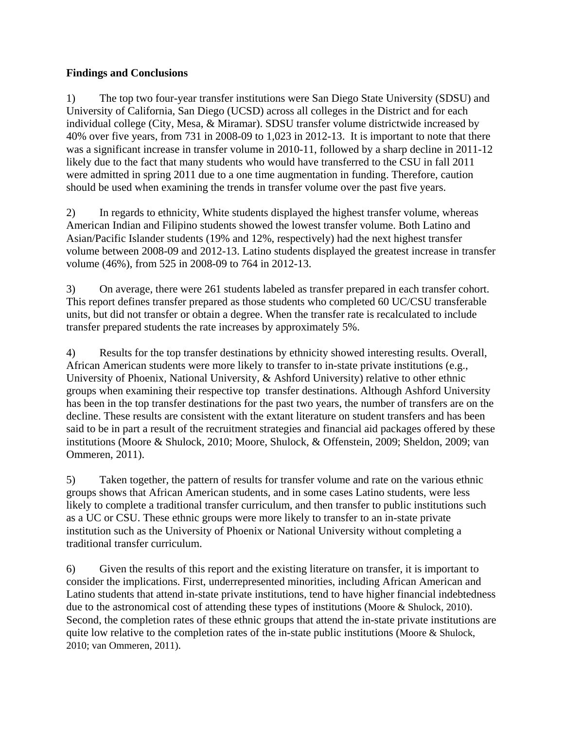**Findings and Conclusions**

1) The top two four-year transfer institutions were San Diego State University (SDSU) and University of California, San Diego (UCSD) across all colleges in the District and for each individual college (City, Mesa, & Miramar). SDSU transfer volume districtwide increased by 40% over five years, from 731 in 2008-09 to 1,023 in 2012-13. It is important to note that there was a significant increase in transfer volume in 2010-11, followed by a sharp decline in 2011-12 likely due to the fact that many students who would have transferred to the CSU in fall 2011 were admitted in spring 2011 due to a one time augmentation in funding. Therefore, caution should be used when examining the trends in transfer volume over the past five years.

2) In regards to ethnicity, White students displayed the highest transfer volume, whereas American Indian and Filipino students showed the lowest transfer volume. Both Latino and Asian/Pacific Islander students (19% and 12%, respectively) had the next highest transfer volume between 2008-09 and 2012-13. Latino students displayed the greatest increase in transfer volume (46%), from 525 in 2008-09 to 764 in 2012-13.

3) On average, there were 261 students labeled as transfer prepared in each transfer cohort. This report defines transfer prepared as those students who completed 60 UC/CSU transferable units, but did not transfer or obtain a degree. When the transfer rate is recalculated to include transfer prepared students the rate increases by approximately 5%.

4) Results for the top transfer destinations by ethnicity showed interesting results. Overall, African American students were more likely to transfer to in-state private institutions (e.g., University of Phoenix, National University, & Ashford University) relative to other ethnic groups when examining their respective top transfer destinations. Although Ashford University has been in the top transfer destinations for the past two years, the number of transfers are on the decline. These results are consistent with the extant literature on student transfers and has been said to be in part a result of the recruitment strategies and financial aid packages offered by these institutions (Moore & Shulock, 2010; Moore, Shulock, & Offenstein, 2009; Sheldon, 2009; van Ommeren, 2011).

5) Taken together, the pattern of results for transfer volume and rate on the various ethnic groups shows that African American students, and in some cases Latino students, were less likely to complete a traditional transfer curriculum, and then transfer to public institutions such as a UC or CSU. These ethnic groups were more likely to transfer to an in-state private institution such as the University of Phoenix or National University without completing a traditional transfer curriculum.

6) Given the results of this report and the existing literature on transfer, it is important to consider the implications. First, underrepresented minorities, including African American and Latino students that attend in-state private institutions, tend to have higher financial indebtedness due to the astronomical cost of attending these types of institutions (Moore & Shulock, 2010). Second, the completion rates of these ethnic groups that attend the in-state private institutions are quite low relative to the completion rates of the in-state public institutions (Moore & Shulock, 2010; van Ommeren, 2011).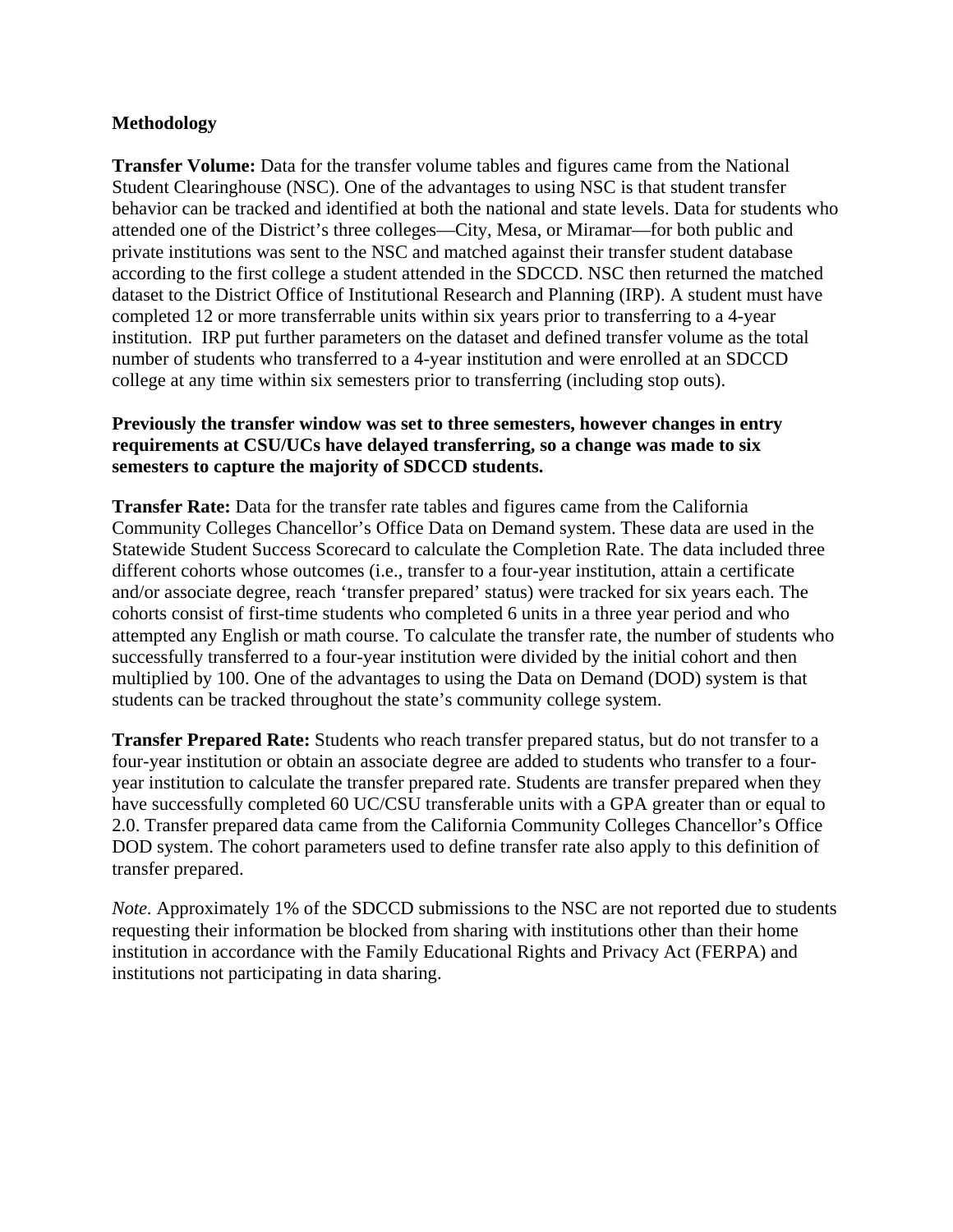**Methodology**

**Transfer Volume:** Data for the transfer volume tables and figures came from the National Student Clearinghouse (NSC). One of the advantages to using NSC is that student transfer behavior can be tracked and identified at both the national and state levels. Data for students who attended one of the District's three colleges—City, Mesa, or Miramar—for both public and private institutions was sent to the NSC and matched against their transfer student database according to the first college a student attended in the SDCCD. NSC then returned the matched dataset to the District Office of Institutional Research and Planning (IRP). A student must have completed 12 or more transferrable units within six years prior to transferring to a 4-year institution. IRP put further parameters on the dataset and defined transfer volume as the total number of students who transferred to a 4-year institution and were enrolled at an SDCCD college at any time within six semesters prior to transferring (including stop outs).

**Previously the transfer window was set to three semesters, however changes in entry requirements at CSU/UCs have delayed transferring, so a change was made to six semesters to capture the majority of SDCCD students.**

**Transfer Rate:** Data for the transfer rate tables and figures came from the California Community Colleges Chancellor's Office Data on Demand system. These data are used in the Statewide Student Success Scorecard to calculate the Completion Rate. The data included three different cohorts whose outcomes (i.e., transfer to a four-year institution, attain a certificate and/or associate degree, reach 'transfer prepared' status) were tracked for six years each. The cohorts consist of first-time students who completed 6 units in a three year period and who attempted any English or math course. To calculate the transfer rate, the number of students who successfully transferred to a four-year institution were divided by the initial cohort and then multiplied by 100. One of the advantages to using the Data on Demand (DOD) system is that students can be tracked throughout the state's community college system.

**Transfer Prepared Rate:** Students who reach transfer prepared status, but do not transfer to a four-year institution or obtain an associate degree are added to students who transfer to a four-year institution to calculate the transfer prepared rate. Students are transfer prepared when they have successfully completed 60 UC/CSU transferable units with a GPA greater than or equal to 2.0. Transfer prepared data came from the California Community Colleges Chancellor's Office DOD system. The cohort parameters used to define transfer rate also apply to this definition of transfer prepared.

*Note.* Approximately 1% of the SDCCD submissions to the NSC are not reported due to students requesting their information be blocked from sharing with institutions other than their home institution in accordance with the Family Educational Rights and Privacy Act (FERPA) and institutions not participating in data sharing.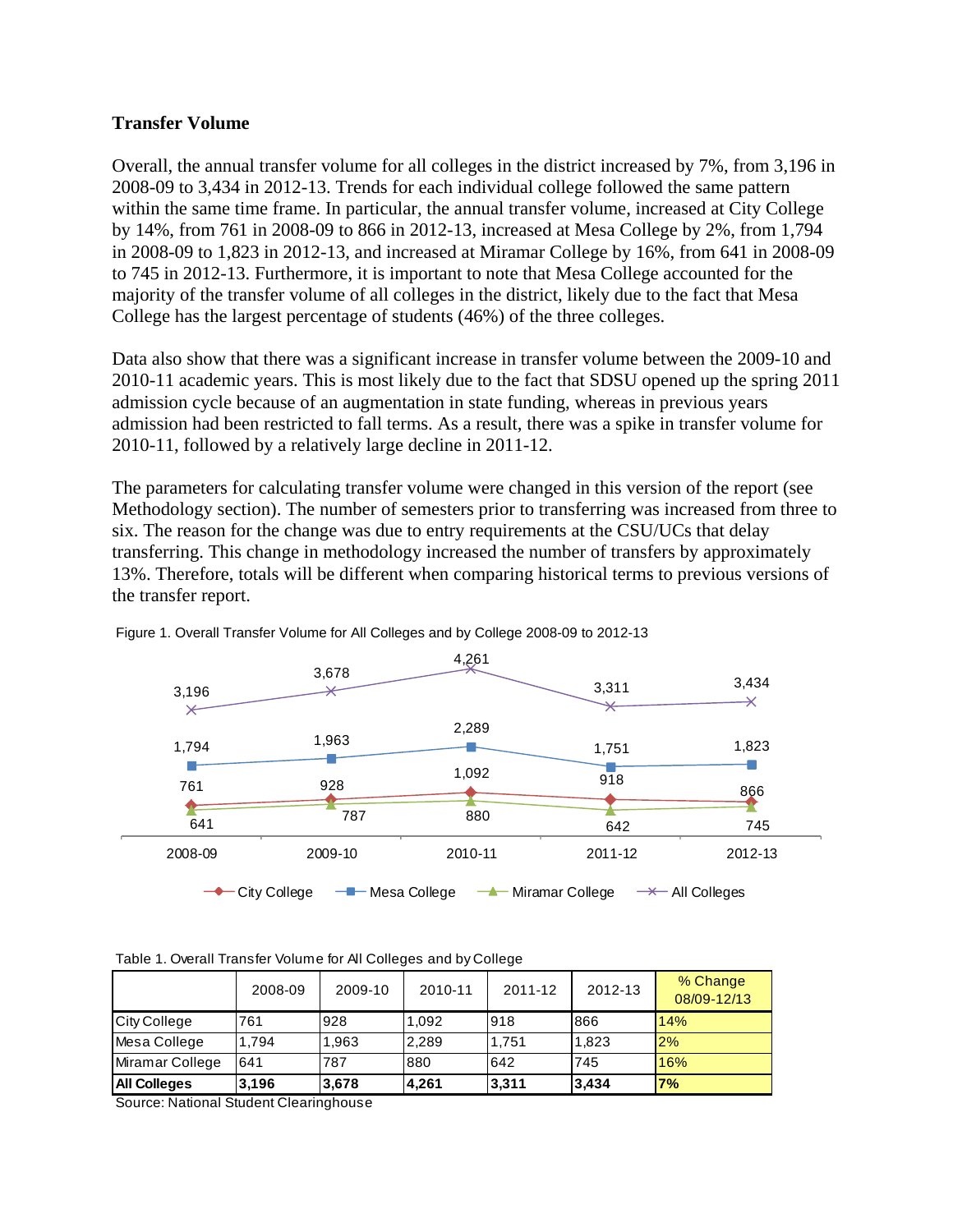## Transfer Volume

Overall, the annual transfer volume for all colleges in the district increased by 7%, from 3,196 in 2008-09 to 3,434 in 2012-13. Trends for each individual college followed the same pattern within the same time frame. In particular, the annual transfer volume, increased at City College by 14%, from 761 in 2008-09 to 866 in 2012-13, increased at Mesa College by 2%, from 1,794 in 2008-09 to 1,823 in 2012-13, and increased at Miramar College by 16%, from 641 in 2008-09 to 745 in 2012-13. Furthermore, it is important to note that Mesa College accounted for the majority of the transfer volume of all colleges in the district, likely due to the fact that Mesa College has the largest percentage of students (46%) of the three colleges.

Data also show that there was a significant increase in transfer volume between the 2009-10 and 2010-11 academic years. This is most likely due to the fact that SDSU opened up the spring 2011 admission cycle because of an augmentation in state funding, whereas in previous years admission had been restricted to fall terms. As a result, there was a spike in transfer volume for 2010-11, followed by a relatively large decline in 2011-12.

The parameters for calculating transfer volume were changed in this version of the report (see Methodology section). The number of semesters prior to transferring was increased from three to six. The reason for the change was due to entry requirements at the CSU/UCs that delay transferring. This change in methodology increased the number of transfers by approximately 13%. Therefore, totals will be different when comparing historical terms to previous versions of the transfer report.

Figure 1. Overall Transfer Volume for All Colleges and by College 2008-09 to 2012-13

3,196
3,678
4,261
3,311
3,434
1,794
1,963
2,289
1,751
1,823
761
928
1,092
918
866
641
787
880
642
745

2008-09
2009-10
2010-11
2011-12
2012-13

City College
Mesa College
Miramar College
All Colleges

Table 1. Overall Transfer Volume for All Colleges and by College

| | 2008-09 | 2009-10 | 2010-11 | 2011-12 | 2012-13 | % Change 08/09-12/13 |
|---|---|---|---|---|---|---|
| City College | 761 | 928 | 1,092 | 918 | 866 | 14% |
| Mesa College | 1,794 | 1,963 | 2,289 | 1,751 | 1,823 | 2% |
| Miramar College | 641 | 787 | 880 | 642 | 745 | 16% |
| **All Colleges** | **3,196** | **3,678** | **4,261** | **3,311** | **3,434** | **7%** |

Source: National Student Clearinghouse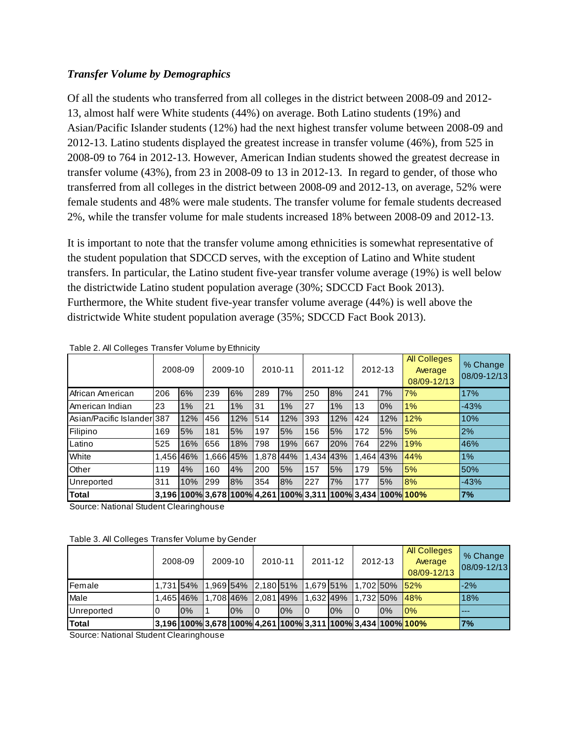### *Transfer Volume by Demographics*

Of all the students who transferred from all colleges in the district between 2008-09 and 2012-13, almost half were White students (44%) on average. Both Latino students (19%) and Asian/Pacific Islander students (12%) had the next highest transfer volume between 2008-09 and 2012-13. Latino students displayed the greatest increase in transfer volume (46%), from 525 in 2008-09 to 764 in 2012-13. However, American Indian students showed the greatest decrease in transfer volume (43%), from 23 in 2008-09 to 13 in 2012-13. In regard to gender, of those who transferred from all colleges in the district between 2008-09 and 2012-13, on average, 52% were female students and 48% were male students. The transfer volume for female students decreased 2%, while the transfer volume for male students increased 18% between 2008-09 and 2012-13.

It is important to note that the transfer volume among ethnicities is somewhat representative of the student population that SDCCD serves, with the exception of Latino and White student transfers. In particular, the Latino student five-year transfer volume average (19%) is well below the districtwide Latino student population average (30%; SDCCD Fact Book 2013). Furthermore, the White student five-year transfer volume average (44%) is well above the districtwide White student population average (35%; SDCCD Fact Book 2013).

Table 2. All Colleges Transfer Volume by Ethnicity

| | 2008-09 | | 2009-10 | | 2010-11 | | 2011-12 | | 2012-13 | | All Colleges Average 08/09-12/13 | % Change 08/09-12/13 |
|---|---|---|---|---|---|---|---|---|---|---|---|---|
| African American | 206 | 6% | 239 | 6% | 289 | 7% | 250 | 8% | 241 | 7% | 7% | 17% |
| American Indian | 23 | 1% | 21 | 1% | 31 | 1% | 27 | 1% | 13 | 0% | 1% | -43% |
| Asian/Pacific Islander | 387 | 12% | 456 | 12% | 514 | 12% | 393 | 12% | 424 | 12% | 12% | 10% |
| Filipino | 169 | 5% | 181 | 5% | 197 | 5% | 156 | 5% | 172 | 5% | 5% | 2% |
| Latino | 525 | 16% | 656 | 18% | 798 | 19% | 667 | 20% | 764 | 22% | 19% | 46% |
| White | 1,456 | 46% | 1,666 | 45% | 1,878 | 44% | 1,434 | 43% | 1,464 | 43% | 44% | 1% |
| Other | 119 | 4% | 160 | 4% | 200 | 5% | 157 | 5% | 179 | 5% | 5% | 50% |
| Unreported | 311 | 10% | 299 | 8% | 354 | 8% | 227 | 7% | 177 | 5% | 8% | -43% |
| **Total** | **3,196** | **100%** | **3,678** | **100%** | **4,261** | **100%** | **3,311** | **100%** | **3,434** | **100%** | **100%** | **7%** |

Source: National Student Clearinghouse

Table 3. All Colleges Transfer Volume by Gender

| | 2008-09 | | 2009-10 | | 2010-11 | | 2011-12 | | 2012-13 | | All Colleges Average 08/09-12/13 | % Change 08/09-12/13 |
|---|---|---|---|---|---|---|---|---|---|---|---|---|
| Female | 1,731 | 54% | 1,969 | 54% | 2,180 | 51% | 1,679 | 51% | 1,702 | 50% | 52% | -2% |
| Male | 1,465 | 46% | 1,708 | 46% | 2,081 | 49% | 1,632 | 49% | 1,732 | 50% | 48% | 18% |
| Unreported | 0 | 0% | 1 | 0% | 0 | 0% | 0 | 0% | 0 | 0% | 0% | --- |
| **Total** | **3,196** | **100%** | **3,678** | **100%** | **4,261** | **100%** | **3,311** | **100%** | **3,434** | **100%** | **100%** | **7%** |

Source: National Student Clearinghouse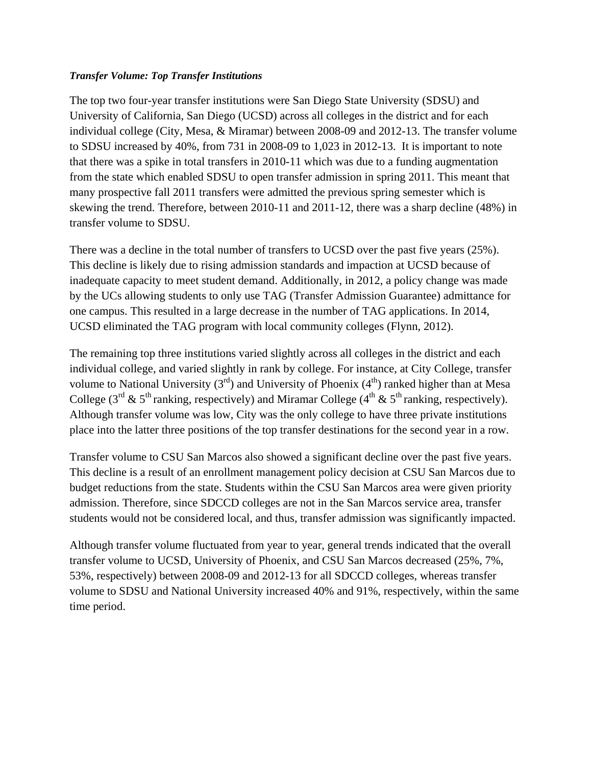***Transfer Volume: Top Transfer Institutions***

The top two four-year transfer institutions were San Diego State University (SDSU) and University of California, San Diego (UCSD) across all colleges in the district and for each individual college (City, Mesa, & Miramar) between 2008-09 and 2012-13. The transfer volume to SDSU increased by 40%, from 731 in 2008-09 to 1,023 in 2012-13.  It is important to note that there was a spike in total transfers in 2010-11 which was due to a funding augmentation from the state which enabled SDSU to open transfer admission in spring 2011. This meant that many prospective fall 2011 transfers were admitted the previous spring semester which is skewing the trend. Therefore, between 2010-11 and 2011-12, there was a sharp decline (48%) in transfer volume to SDSU.

There was a decline in the total number of transfers to UCSD over the past five years (25%). This decline is likely due to rising admission standards and impaction at UCSD because of inadequate capacity to meet student demand. Additionally, in 2012, a policy change was made by the UCs allowing students to only use TAG (Transfer Admission Guarantee) admittance for one campus. This resulted in a large decrease in the number of TAG applications. In 2014, UCSD eliminated the TAG program with local community colleges (Flynn, 2012).

The remaining top three institutions varied slightly across all colleges in the district and each individual college, and varied slightly in rank by college. For instance, at City College, transfer volume to National University (3rd) and University of Phoenix (4th) ranked higher than at Mesa College (3rd & 5th ranking, respectively) and Miramar College (4th & 5th ranking, respectively). Although transfer volume was low, City was the only college to have three private institutions place into the latter three positions of the top transfer destinations for the second year in a row.

Transfer volume to CSU San Marcos also showed a significant decline over the past five years. This decline is a result of an enrollment management policy decision at CSU San Marcos due to budget reductions from the state. Students within the CSU San Marcos area were given priority admission. Therefore, since SDCCD colleges are not in the San Marcos service area, transfer students would not be considered local, and thus, transfer admission was significantly impacted.

Although transfer volume fluctuated from year to year, general trends indicated that the overall transfer volume to UCSD, University of Phoenix, and CSU San Marcos decreased (25%, 7%, 53%, respectively) between 2008-09 and 2012-13 for all SDCCD colleges, whereas transfer volume to SDSU and National University increased 40% and 91%, respectively, within the same time period.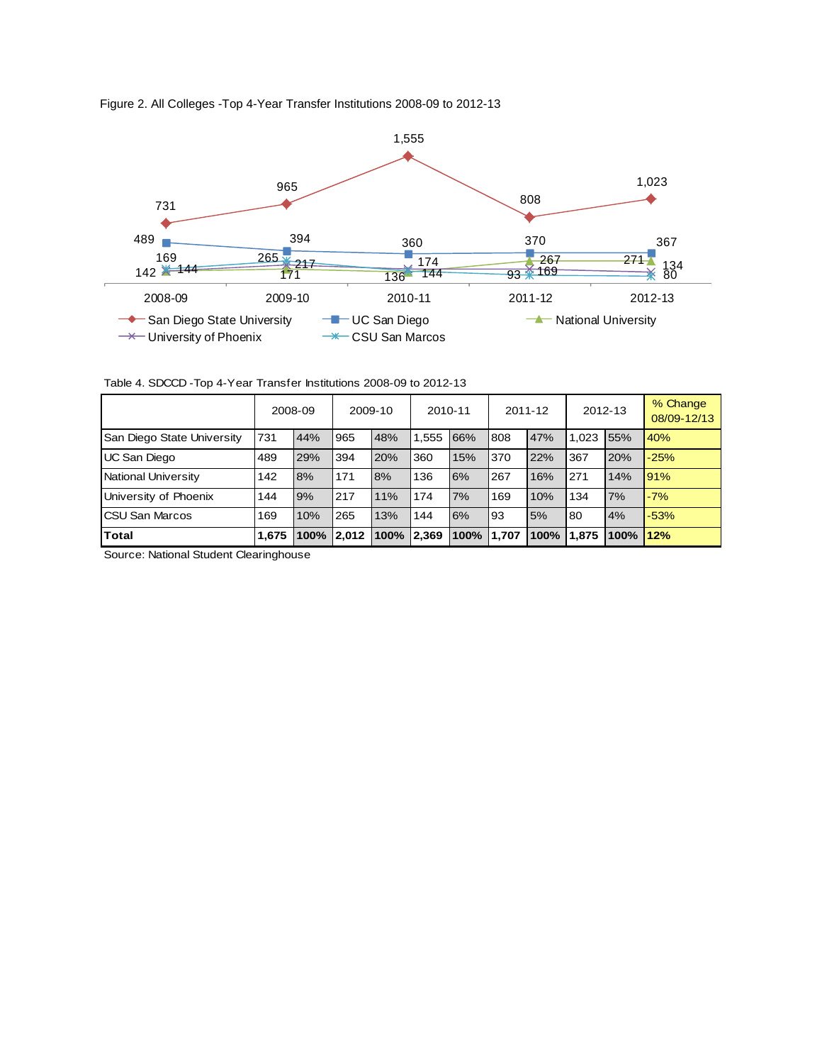Figure 2. All Colleges -Top 4-Year Transfer Institutions 2008-09 to 2012-13

1,555

965

1,023

731

808

489

394

360

370

367

169

265

174

267

271

134

142

144

217

136

144

93

169

80

171

2008-09

2009-10

2010-11

2011-12

2012-13

San Diego State University

UC San Diego

National University

University of Phoenix

CSU San Marcos

Table 4. SDCCD -Top 4-Year Transfer Institutions 2008-09 to 2012-13

| | 2008-09 | | 2009-10 | | 2010-11 | | 2011-12 | | 2012-13 | | % Change 08/09-12/13 |
|---|---|---|---|---|---|---|---|---|---|---|---|
| San Diego State University | 731 | 44% | 965 | 48% | 1,555 | 66% | 808 | 47% | 1,023 | 55% | 40% |
| UC San Diego | 489 | 29% | 394 | 20% | 360 | 15% | 370 | 22% | 367 | 20% | -25% |
| National University | 142 | 8% | 171 | 8% | 136 | 6% | 267 | 16% | 271 | 14% | 91% |
| University of Phoenix | 144 | 9% | 217 | 11% | 174 | 7% | 169 | 10% | 134 | 7% | -7% |
| CSU San Marcos | 169 | 10% | 265 | 13% | 144 | 6% | 93 | 5% | 80 | 4% | -53% |
| **Total** | **1,675** | **100%** | **2,012** | **100%** | **2,369** | **100%** | **1,707** | **100%** | **1,875** | **100%** | **12%** |

Source: National Student Clearinghouse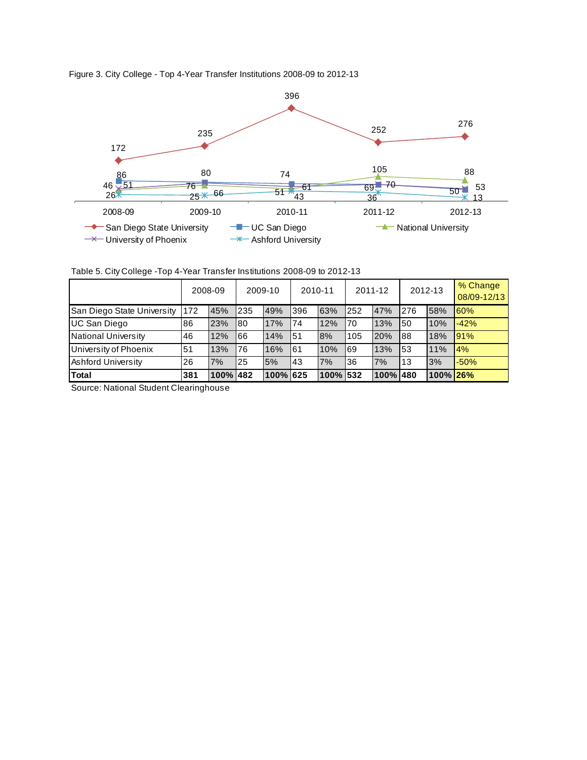Figure 3. City College - Top 4-Year Transfer Institutions 2008-09 to 2012-13

396
172
235
252
276
86
80
74
105
88
46
51
76
61
69
70
53
26
25
66
51
43
36
50
13

2008-09
2009-10
2010-11
2011-12
2012-13

San Diego State University
UC San Diego
National University
University of Phoenix
Ashford University

Table 5. City College -Top 4-Year Transfer Institutions 2008-09 to 2012-13

| | 2008-09 | | 2009-10 | | 2010-11 | | 2011-12 | | 2012-13 | | % Change 08/09-12/13 |
|---|---|---|---|---|---|---|---|---|---|---|---|
| San Diego State University | 172 | 45% | 235 | 49% | 396 | 63% | 252 | 47% | 276 | 58% | 60% |
| UC San Diego | 86 | 23% | 80 | 17% | 74 | 12% | 70 | 13% | 50 | 10% | -42% |
| National University | 46 | 12% | 66 | 14% | 51 | 8% | 105 | 20% | 88 | 18% | 91% |
| University of Phoenix | 51 | 13% | 76 | 16% | 61 | 10% | 69 | 13% | 53 | 11% | 4% |
| Ashford University | 26 | 7% | 25 | 5% | 43 | 7% | 36 | 7% | 13 | 3% | -50% |
| **Total** | **381** | **100%** | **482** | **100%** | **625** | **100%** | **532** | **100%** | **480** | **100%** | **26%** |

Source: National Student Clearinghouse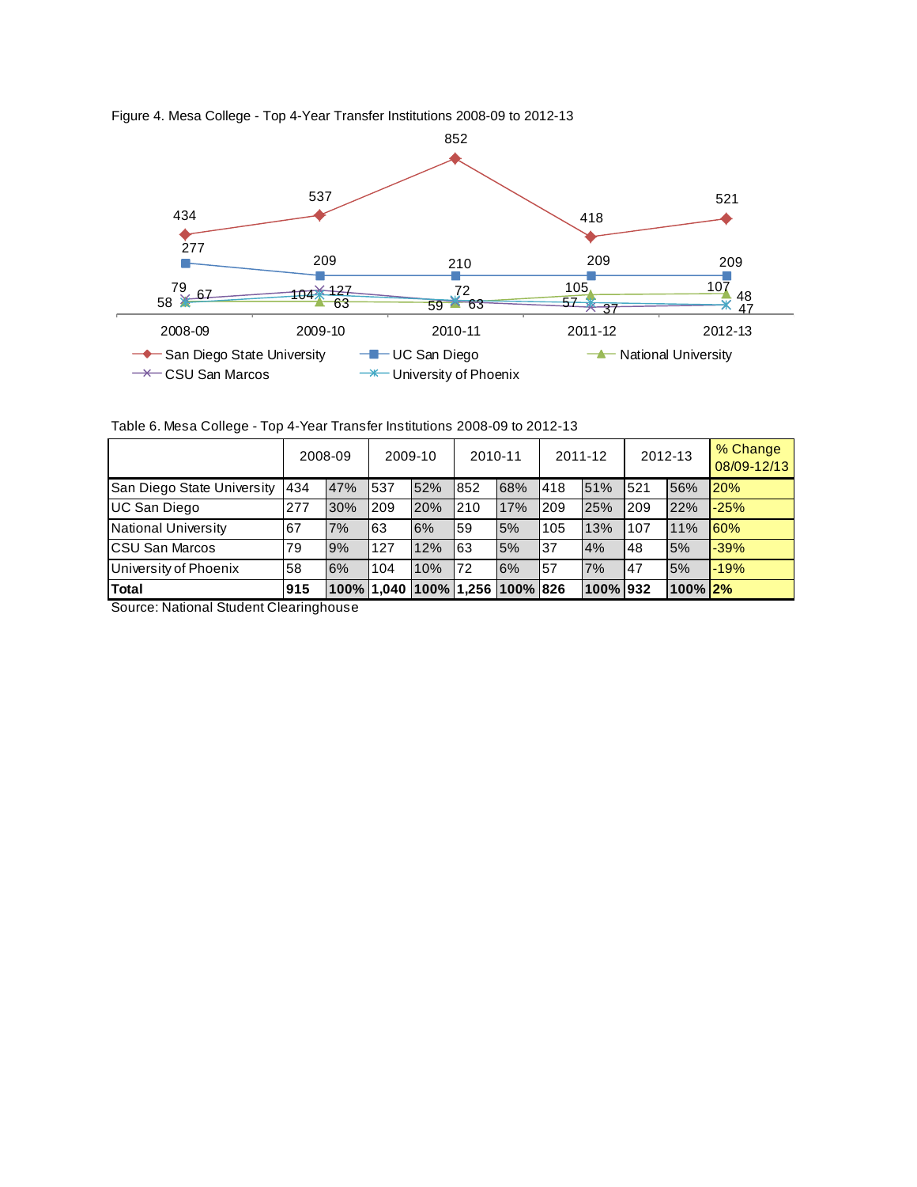Figure 4. Mesa College - Top 4-Year Transfer Institutions 2008-09 to 2012-13

852
537
434
277
209
210
418
209
521
209
79
67
58
104
127
63
72
59
63
105
57
37
107
48
47

2008-09
2009-10
2010-11
2011-12
2012-13

San Diego State University
UC San Diego
National University
CSU San Marcos
University of Phoenix

Table 6. Mesa College - Top 4-Year Transfer Institutions 2008-09 to 2012-13

| | 2008-09 | | 2009-10 | | 2010-11 | | 2011-12 | | 2012-13 | | % Change 08/09-12/13 |
|---|---|---|---|---|---|---|---|---|---|---|---|
| San Diego State University | 434 | 47% | 537 | 52% | 852 | 68% | 418 | 51% | 521 | 56% | 20% |
| UC San Diego | 277 | 30% | 209 | 20% | 210 | 17% | 209 | 25% | 209 | 22% | -25% |
| National University | 67 | 7% | 63 | 6% | 59 | 5% | 105 | 13% | 107 | 11% | 60% |
| CSU San Marcos | 79 | 9% | 127 | 12% | 63 | 5% | 37 | 4% | 48 | 5% | -39% |
| University of Phoenix | 58 | 6% | 104 | 10% | 72 | 6% | 57 | 7% | 47 | 5% | -19% |
| **Total** | **915** | **100%** | **1,040** | **100%** | **1,256** | **100%** | **826** | **100%** | **932** | **100%** | **2%** |

Source: National Student Clearinghouse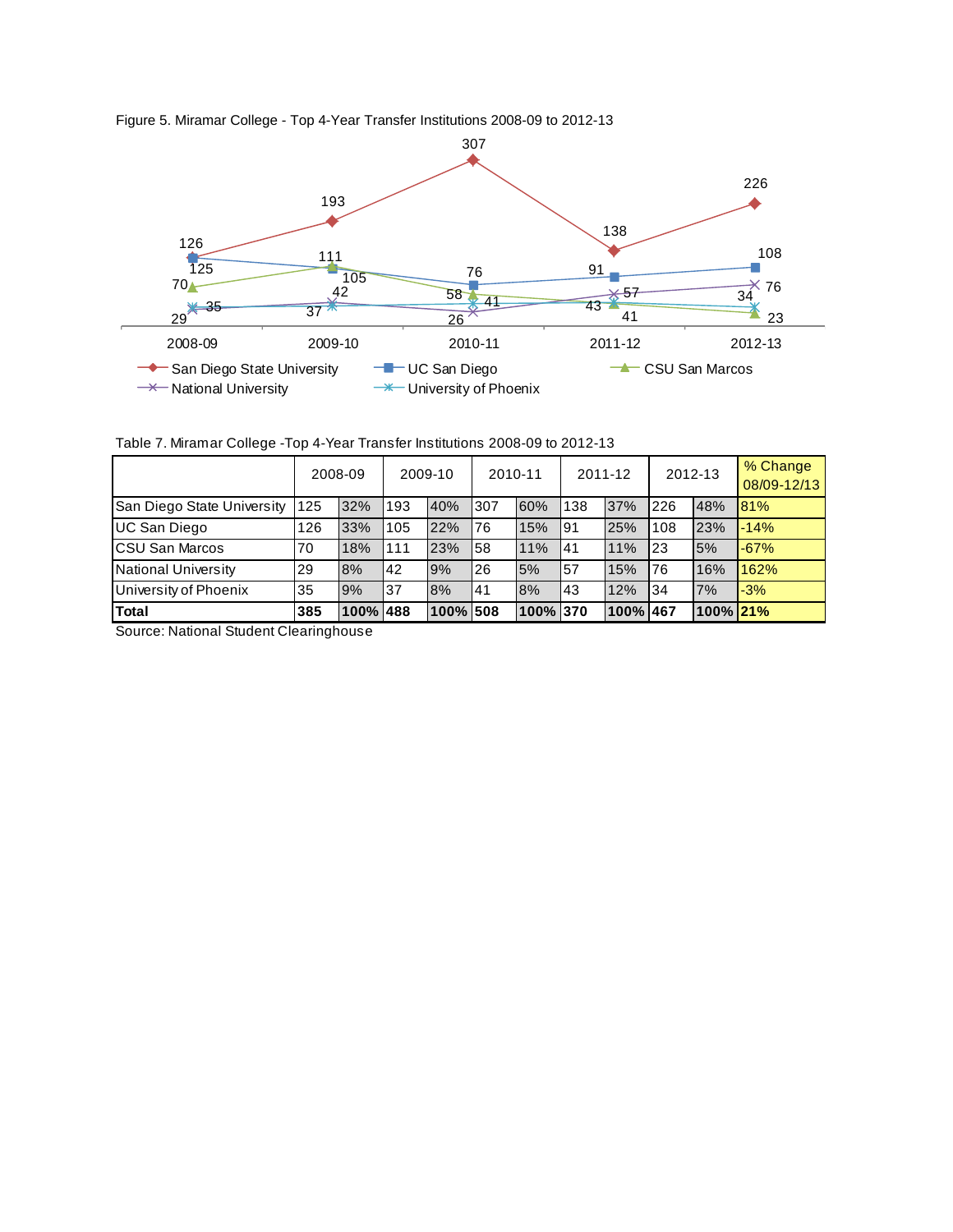Figure 5. Miramar College - Top 4-Year Transfer Institutions 2008-09 to 2012-13

307
193
226
126
138
111
108
125
105
76
91
70
42
58
41
57
76
35
34
29
37
26
43
41
23

2008-09
2009-10
2010-11
2011-12
2012-13

San Diego State University
UC San Diego
CSU San Marcos
National University
University of Phoenix

Table 7. Miramar College -Top 4-Year Transfer Institutions 2008-09 to 2012-13

| | 2008-09 | | 2009-10 | | 2010-11 | | 2011-12 | | 2012-13 | | % Change 08/09-12/13 |
|---|---|---|---|---|---|---|---|---|---|---|---|
| San Diego State University | 125 | 32% | 193 | 40% | 307 | 60% | 138 | 37% | 226 | 48% | 81% |
| UC San Diego | 126 | 33% | 105 | 22% | 76 | 15% | 91 | 25% | 108 | 23% | -14% |
| CSU San Marcos | 70 | 18% | 111 | 23% | 58 | 11% | 41 | 11% | 23 | 5% | -67% |
| National University | 29 | 8% | 42 | 9% | 26 | 5% | 57 | 15% | 76 | 16% | 162% |
| University of Phoenix | 35 | 9% | 37 | 8% | 41 | 8% | 43 | 12% | 34 | 7% | -3% |
| **Total** | **385** | **100%** | **488** | **100%** | **508** | **100%** | **370** | **100%** | **467** | **100%** | **21%** |

Source: National Student Clearinghouse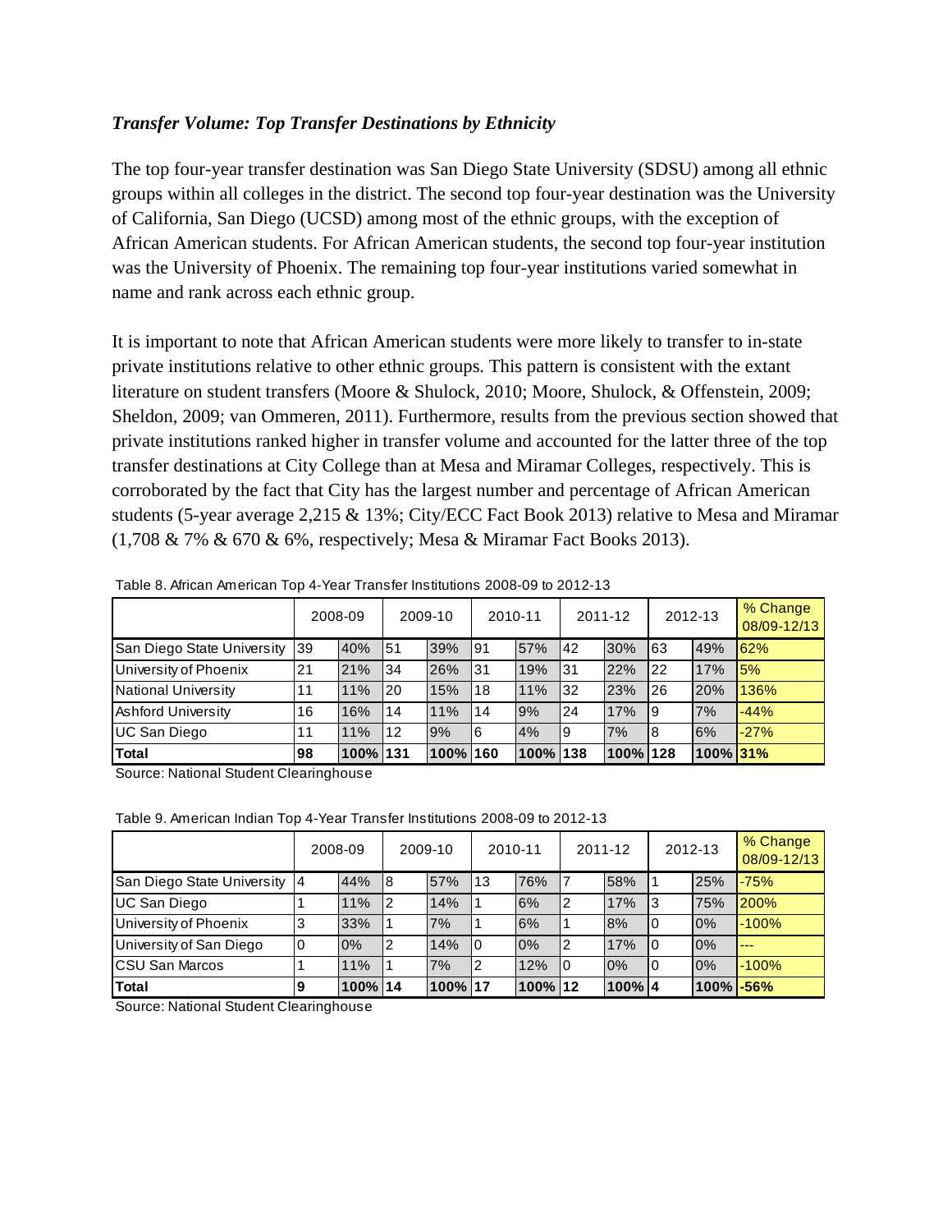### *Transfer Volume: Top Transfer Destinations by Ethnicity*

The top four-year transfer destination was San Diego State University (SDSU) among all ethnic groups within all colleges in the district. The second top four-year destination was the University of California, San Diego (UCSD) among most of the ethnic groups, with the exception of African American students. For African American students, the second top four-year institution was the University of Phoenix. The remaining top four-year institutions varied somewhat in name and rank across each ethnic group.

It is important to note that African American students were more likely to transfer to in-state private institutions relative to other ethnic groups. This pattern is consistent with the extant literature on student transfers (Moore & Shulock, 2010; Moore, Shulock, & Offenstein, 2009; Sheldon, 2009; van Ommeren, 2011). Furthermore, results from the previous section showed that private institutions ranked higher in transfer volume and accounted for the latter three of the top transfer destinations at City College than at Mesa and Miramar Colleges, respectively. This is corroborated by the fact that City has the largest number and percentage of African American students (5-year average 2,215 & 13%; City/ECC Fact Book 2013) relative to Mesa and Miramar (1,708 & 7% & 670 & 6%, respectively; Mesa & Miramar Fact Books 2013).

Table 8. African American Top 4-Year Transfer Institutions 2008-09 to 2012-13

| | 2008-09 | | 2009-10 | | 2010-11 | | 2011-12 | | 2012-13 | | % Change 08/09-12/13 |
|---|---|---|---|---|---|---|---|---|---|---|---|
| San Diego State University | 39 | 40% | 51 | 39% | 91 | 57% | 42 | 30% | 63 | 49% | 62% |
| University of Phoenix | 21 | 21% | 34 | 26% | 31 | 19% | 31 | 22% | 22 | 17% | 5% |
| National University | 11 | 11% | 20 | 15% | 18 | 11% | 32 | 23% | 26 | 20% | 136% |
| Ashford University | 16 | 16% | 14 | 11% | 14 | 9% | 24 | 17% | 9 | 7% | -44% |
| UC San Diego | 11 | 11% | 12 | 9% | 6 | 4% | 9 | 7% | 8 | 6% | -27% |
| **Total** | **98** | **100%** | **131** | **100%** | **160** | **100%** | **138** | **100%** | **128** | **100%** | **31%** |

Source: National Student Clearinghouse

Table 9. American Indian Top 4-Year Transfer Institutions 2008-09 to 2012-13

| | 2008-09 | | 2009-10 | | 2010-11 | | 2011-12 | | 2012-13 | | % Change 08/09-12/13 |
|---|---|---|---|---|---|---|---|---|---|---|---|
| San Diego State University | 4 | 44% | 8 | 57% | 13 | 76% | 7 | 58% | 1 | 25% | -75% |
| UC San Diego | 1 | 11% | 2 | 14% | 1 | 6% | 2 | 17% | 3 | 75% | 200% |
| University of Phoenix | 3 | 33% | 1 | 7% | 1 | 6% | 1 | 8% | 0 | 0% | -100% |
| University of San Diego | 0 | 0% | 2 | 14% | 0 | 0% | 2 | 17% | 0 | 0% | --- |
| CSU San Marcos | 1 | 11% | 1 | 7% | 2 | 12% | 0 | 0% | 0 | 0% | -100% |
| **Total** | **9** | **100%** | **14** | **100%** | **17** | **100%** | **12** | **100%** | **4** | **100%** | **-56%** |

Source: National Student Clearinghouse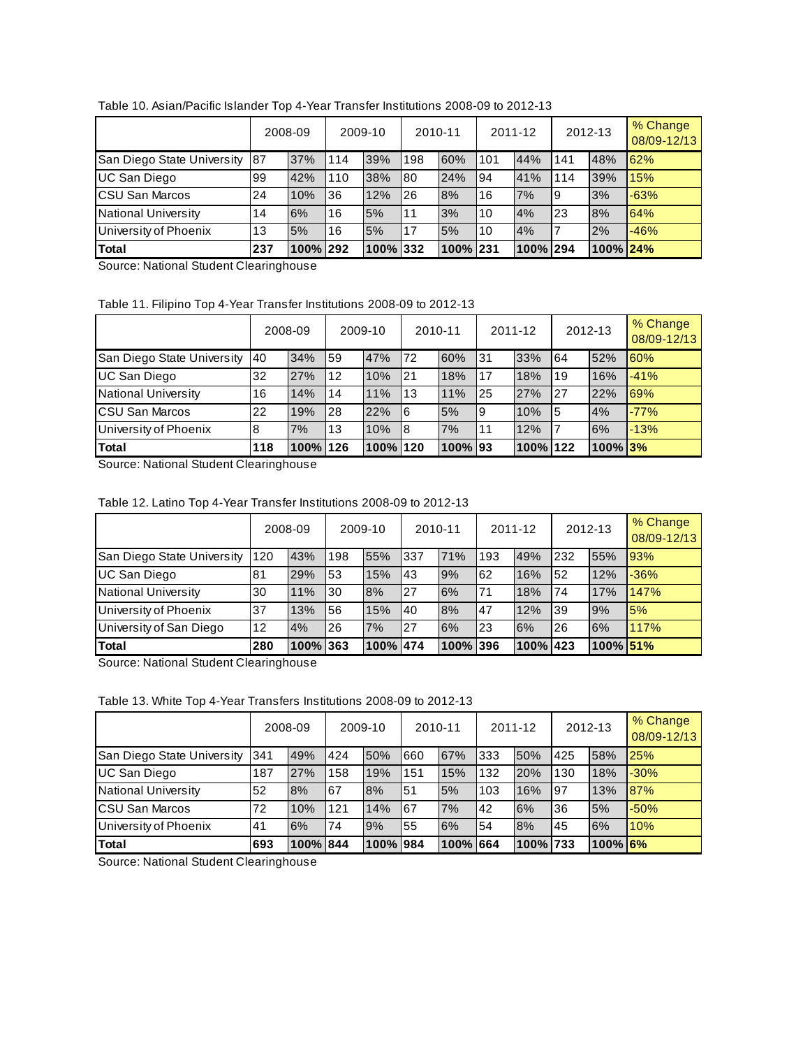Table 10. Asian/Pacific Islander Top 4-Year Transfer Institutions 2008-09 to 2012-13

| | 2008-09 | | 2009-10 | | 2010-11 | | 2011-12 | | 2012-13 | | % Change 08/09-12/13 |
|---|---|---|---|---|---|---|---|---|---|---|---|
| San Diego State University | 87 | 37% | 114 | 39% | 198 | 60% | 101 | 44% | 141 | 48% | 62% |
| UC San Diego | 99 | 42% | 110 | 38% | 80 | 24% | 94 | 41% | 114 | 39% | 15% |
| CSU San Marcos | 24 | 10% | 36 | 12% | 26 | 8% | 16 | 7% | 9 | 3% | -63% |
| National University | 14 | 6% | 16 | 5% | 11 | 3% | 10 | 4% | 23 | 8% | 64% |
| University of Phoenix | 13 | 5% | 16 | 5% | 17 | 5% | 10 | 4% | 7 | 2% | -46% |
| **Total** | **237** | **100%** | **292** | **100%** | **332** | **100%** | **231** | **100%** | **294** | **100%** | **24%** |

Source: National Student Clearinghouse

Table 11. Filipino Top 4-Year Transfer Institutions 2008-09 to 2012-13

| | 2008-09 | | 2009-10 | | 2010-11 | | 2011-12 | | 2012-13 | | % Change 08/09-12/13 |
|---|---|---|---|---|---|---|---|---|---|---|---|
| San Diego State University | 40 | 34% | 59 | 47% | 72 | 60% | 31 | 33% | 64 | 52% | 60% |
| UC San Diego | 32 | 27% | 12 | 10% | 21 | 18% | 17 | 18% | 19 | 16% | -41% |
| National University | 16 | 14% | 14 | 11% | 13 | 11% | 25 | 27% | 27 | 22% | 69% |
| CSU San Marcos | 22 | 19% | 28 | 22% | 6 | 5% | 9 | 10% | 5 | 4% | -77% |
| University of Phoenix | 8 | 7% | 13 | 10% | 8 | 7% | 11 | 12% | 7 | 6% | -13% |
| **Total** | **118** | **100%** | **126** | **100%** | **120** | **100%** | **93** | **100%** | **122** | **100%** | **3%** |

Source: National Student Clearinghouse

Table 12. Latino Top 4-Year Transfer Institutions 2008-09 to 2012-13

| | 2008-09 | | 2009-10 | | 2010-11 | | 2011-12 | | 2012-13 | | % Change 08/09-12/13 |
|---|---|---|---|---|---|---|---|---|---|---|---|
| San Diego State University | 120 | 43% | 198 | 55% | 337 | 71% | 193 | 49% | 232 | 55% | 93% |
| UC San Diego | 81 | 29% | 53 | 15% | 43 | 9% | 62 | 16% | 52 | 12% | -36% |
| National University | 30 | 11% | 30 | 8% | 27 | 6% | 71 | 18% | 74 | 17% | 147% |
| University of Phoenix | 37 | 13% | 56 | 15% | 40 | 8% | 47 | 12% | 39 | 9% | 5% |
| University of San Diego | 12 | 4% | 26 | 7% | 27 | 6% | 23 | 6% | 26 | 6% | 117% |
| **Total** | **280** | **100%** | **363** | **100%** | **474** | **100%** | **396** | **100%** | **423** | **100%** | **51%** |

Source: National Student Clearinghouse

Table 13. White Top 4-Year Transfers Institutions 2008-09 to 2012-13

| | 2008-09 | | 2009-10 | | 2010-11 | | 2011-12 | | 2012-13 | | % Change 08/09-12/13 |
|---|---|---|---|---|---|---|---|---|---|---|---|
| San Diego State University | 341 | 49% | 424 | 50% | 660 | 67% | 333 | 50% | 425 | 58% | 25% |
| UC San Diego | 187 | 27% | 158 | 19% | 151 | 15% | 132 | 20% | 130 | 18% | -30% |
| National University | 52 | 8% | 67 | 8% | 51 | 5% | 103 | 16% | 97 | 13% | 87% |
| CSU San Marcos | 72 | 10% | 121 | 14% | 67 | 7% | 42 | 6% | 36 | 5% | -50% |
| University of Phoenix | 41 | 6% | 74 | 9% | 55 | 6% | 54 | 8% | 45 | 6% | 10% |
| **Total** | **693** | **100%** | **844** | **100%** | **984** | **100%** | **664** | **100%** | **733** | **100%** | **6%** |

Source: National Student Clearinghouse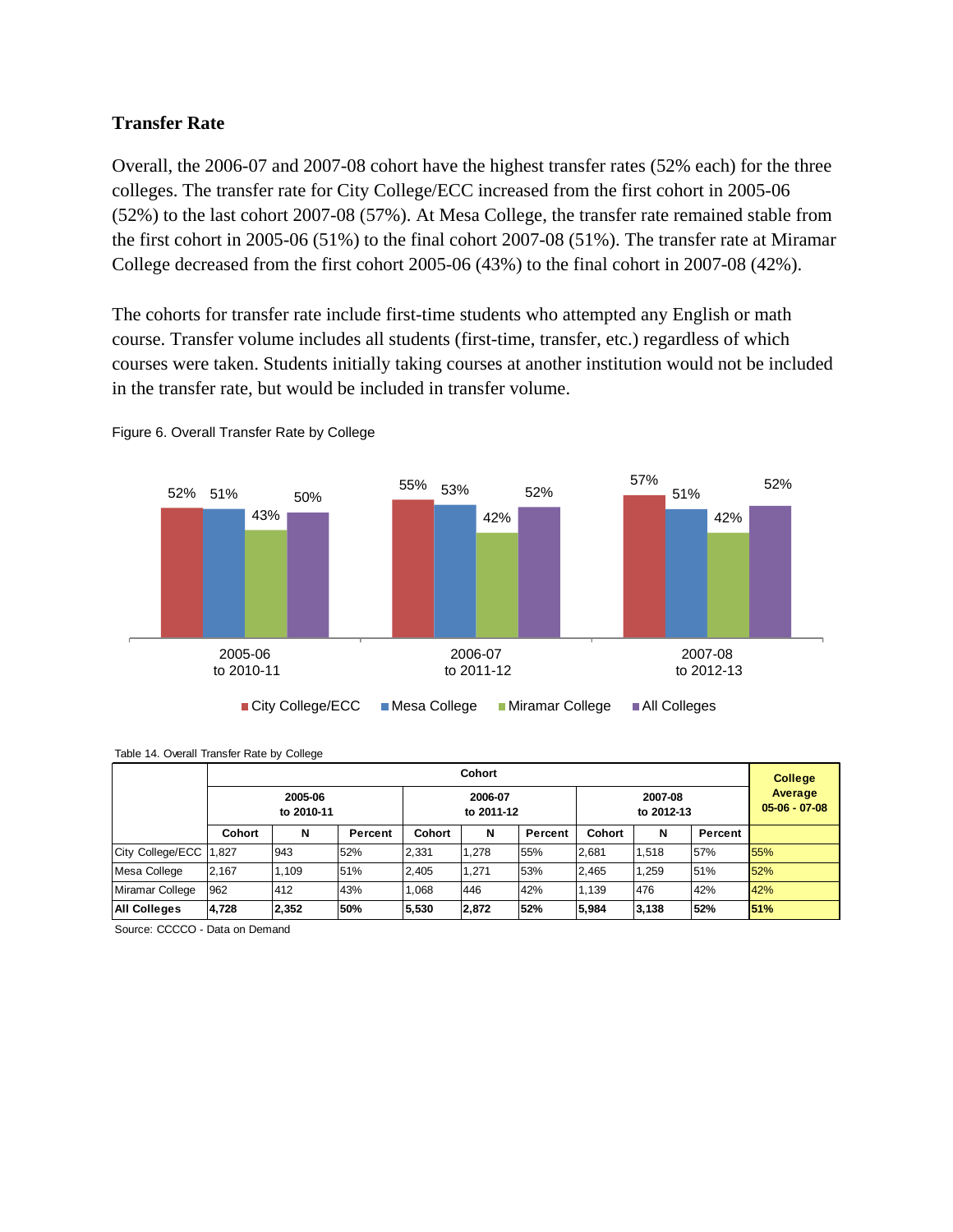## Transfer Rate

Overall, the 2006-07 and 2007-08 cohort have the highest transfer rates (52% each) for the three colleges. The transfer rate for City College/ECC increased from the first cohort in 2005-06 (52%) to the last cohort 2007-08 (57%). At Mesa College, the transfer rate remained stable from the first cohort in 2005-06 (51%) to the final cohort 2007-08 (51%). The transfer rate at Miramar College decreased from the first cohort 2005-06 (43%) to the final cohort in 2007-08 (42%).

The cohorts for transfer rate include first-time students who attempted any English or math course. Transfer volume includes all students (first-time, transfer, etc.) regardless of which courses were taken. Students initially taking courses at another institution would not be included in the transfer rate, but would be included in transfer volume.

Figure 6. Overall Transfer Rate by College

52% 51% 43% 50%

55% 53% 42% 52%

57% 51% 42% 52%

2005-06 to 2010-11

2006-07 to 2011-12

2007-08 to 2012-13

City College/ECC, Mesa College, Miramar College, All Colleges

Table 14. Overall Transfer Rate by College

| | Cohort | | | | | | | | | College Average 05-06 - 07-08 |
|---|---|---|---|---|---|---|---|---|---|---|
| | 2005-06 to 2010-11 | | | 2006-07 to 2011-12 | | | 2007-08 to 2012-13 | | | |
| | Cohort | N | Percent | Cohort | N | Percent | Cohort | N | Percent | |
| City College/ECC | 1,827 | 943 | 52% | 2,331 | 1,278 | 55% | 2,681 | 1,518 | 57% | 55% |
| Mesa College | 2,167 | 1,109 | 51% | 2,405 | 1,271 | 53% | 2,465 | 1,259 | 51% | 52% |
| Miramar College | 962 | 412 | 43% | 1,068 | 446 | 42% | 1,139 | 476 | 42% | 42% |
| **All Colleges** | **4,728** | **2,352** | **50%** | **5,530** | **2,872** | **52%** | **5,984** | **3,138** | **52%** | **51%** |

Source: CCCCO - Data on Demand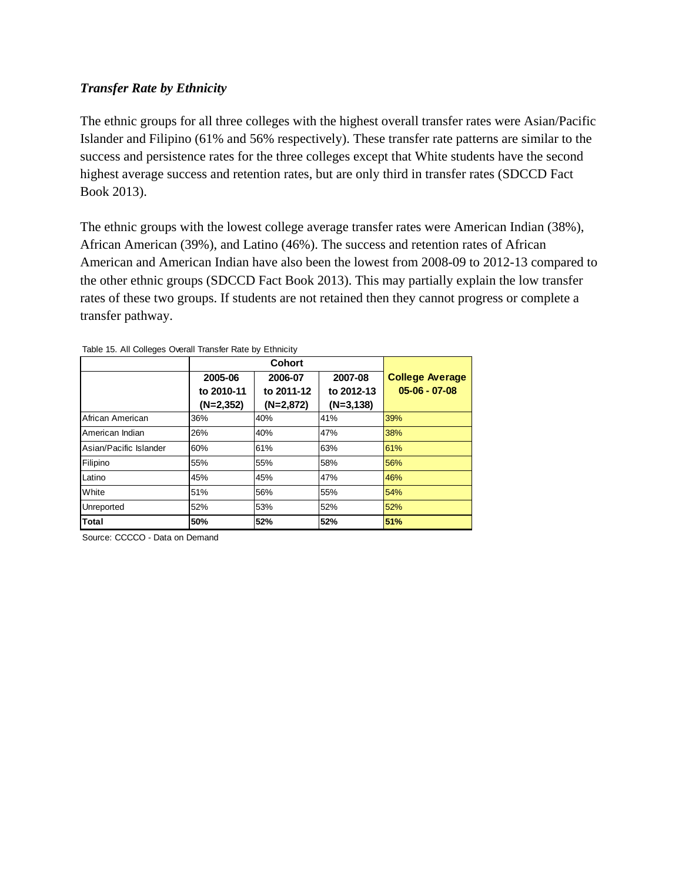### *Transfer Rate by Ethnicity*

The ethnic groups for all three colleges with the highest overall transfer rates were Asian/Pacific Islander and Filipino (61% and 56% respectively). These transfer rate patterns are similar to the success and persistence rates for the three colleges except that White students have the second highest average success and retention rates, but are only third in transfer rates (SDCCD Fact Book 2013).

The ethnic groups with the lowest college average transfer rates were American Indian (38%), African American (39%), and Latino (46%). The success and retention rates of African American and American Indian have also been the lowest from 2008-09 to 2012-13 compared to the other ethnic groups (SDCCD Fact Book 2013). This may partially explain the low transfer rates of these two groups. If students are not retained then they cannot progress or complete a transfer pathway.

Table 15. All Colleges Overall Transfer Rate by Ethnicity

| | Cohort | | | |
|---|---|---|---|---|
| | 2005-06 to 2010-11 (N=2,352) | 2006-07 to 2011-12 (N=2,872) | 2007-08 to 2012-13 (N=3,138) | College Average 05-06 - 07-08 |
| African American | 36% | 40% | 41% | 39% |
| American Indian | 26% | 40% | 47% | 38% |
| Asian/Pacific Islander | 60% | 61% | 63% | 61% |
| Filipino | 55% | 55% | 58% | 56% |
| Latino | 45% | 45% | 47% | 46% |
| White | 51% | 56% | 55% | 54% |
| Unreported | 52% | 53% | 52% | 52% |
| **Total** | **50%** | **52%** | **52%** | **51%** |

Source: CCCCO - Data on Demand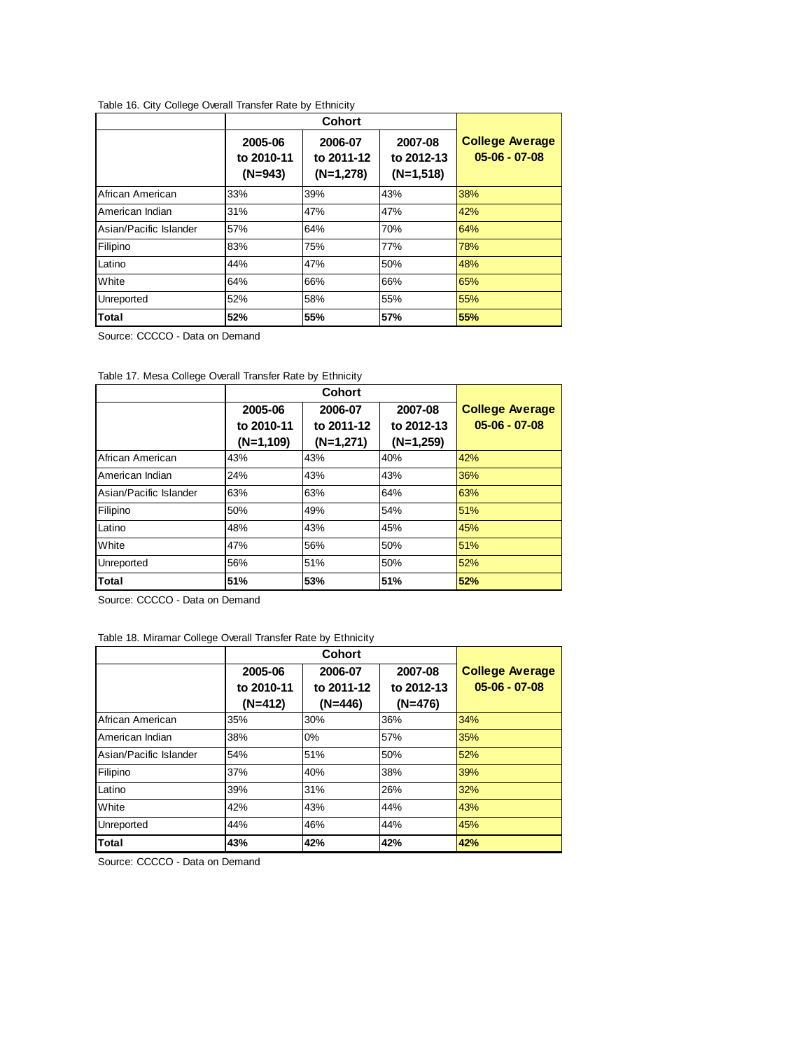Table 16. City College Overall Transfer Rate by Ethnicity

| | Cohort | | | |
|---|---|---|---|---|
| | 2005-06 to 2010-11 (N=943) | 2006-07 to 2011-12 (N=1,278) | 2007-08 to 2012-13 (N=1,518) | College Average 05-06 - 07-08 |
| African American | 33% | 39% | 43% | 38% |
| American Indian | 31% | 47% | 47% | 42% |
| Asian/Pacific Islander | 57% | 64% | 70% | 64% |
| Filipino | 83% | 75% | 77% | 78% |
| Latino | 44% | 47% | 50% | 48% |
| White | 64% | 66% | 66% | 65% |
| Unreported | 52% | 58% | 55% | 55% |
| **Total** | **52%** | **55%** | **57%** | **55%** |

Source: CCCCO - Data on Demand

Table 17. Mesa College Overall Transfer Rate by Ethnicity

| | Cohort | | | |
|---|---|---|---|---|
| | 2005-06 to 2010-11 (N=1,109) | 2006-07 to 2011-12 (N=1,271) | 2007-08 to 2012-13 (N=1,259) | College Average 05-06 - 07-08 |
| African American | 43% | 43% | 40% | 42% |
| American Indian | 24% | 43% | 43% | 36% |
| Asian/Pacific Islander | 63% | 63% | 64% | 63% |
| Filipino | 50% | 49% | 54% | 51% |
| Latino | 48% | 43% | 45% | 45% |
| White | 47% | 56% | 50% | 51% |
| Unreported | 56% | 51% | 50% | 52% |
| **Total** | **51%** | **53%** | **51%** | **52%** |

Source: CCCCO - Data on Demand

Table 18. Miramar College Overall Transfer Rate by Ethnicity

| | Cohort | | | |
|---|---|---|---|---|
| | 2005-06 to 2010-11 (N=412) | 2006-07 to 2011-12 (N=446) | 2007-08 to 2012-13 (N=476) | College Average 05-06 - 07-08 |
| African American | 35% | 30% | 36% | 34% |
| American Indian | 38% | 0% | 57% | 35% |
| Asian/Pacific Islander | 54% | 51% | 50% | 52% |
| Filipino | 37% | 40% | 38% | 39% |
| Latino | 39% | 31% | 26% | 32% |
| White | 42% | 43% | 44% | 43% |
| Unreported | 44% | 46% | 44% | 45% |
| **Total** | **43%** | **42%** | **42%** | **42%** |

Source: CCCCO - Data on Demand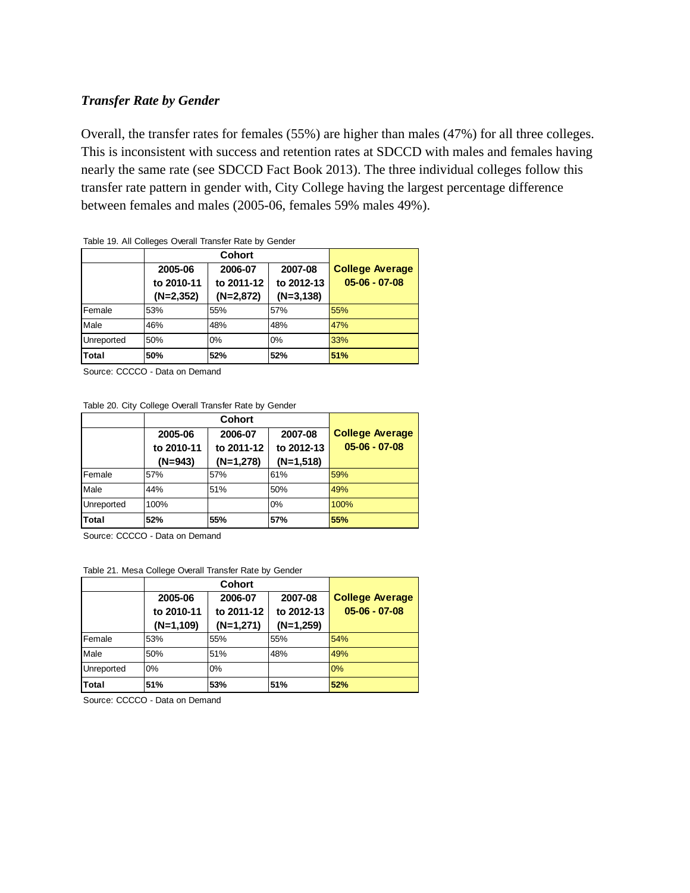### *Transfer Rate by Gender*

Overall, the transfer rates for females (55%) are higher than males (47%) for all three colleges. This is inconsistent with success and retention rates at SDCCD with males and females having nearly the same rate (see SDCCD Fact Book 2013). The three individual colleges follow this transfer rate pattern in gender with, City College having the largest percentage difference between females and males (2005-06, females 59% males 49%).

Table 19. All Colleges Overall Transfer Rate by Gender

| | Cohort | | | |
|---|---|---|---|---|
| | 2005-06 to 2010-11 (N=2,352) | 2006-07 to 2011-12 (N=2,872) | 2007-08 to 2012-13 (N=3,138) | College Average 05-06 - 07-08 |
| Female | 53% | 55% | 57% | 55% |
| Male | 46% | 48% | 48% | 47% |
| Unreported | 50% | 0% | 0% | 33% |
| **Total** | **50%** | **52%** | **52%** | **51%** |

Source: CCCCO - Data on Demand

Table 20. City College Overall Transfer Rate by Gender

| | Cohort | | | |
|---|---|---|---|---|
| | 2005-06 to 2010-11 (N=943) | 2006-07 to 2011-12 (N=1,278) | 2007-08 to 2012-13 (N=1,518) | College Average 05-06 - 07-08 |
| Female | 57% | 57% | 61% | 59% |
| Male | 44% | 51% | 50% | 49% |
| Unreported | 100% | | 0% | 100% |
| **Total** | **52%** | **55%** | **57%** | **55%** |

Source: CCCCO - Data on Demand

Table 21. Mesa College Overall Transfer Rate by Gender

| | Cohort | | | |
|---|---|---|---|---|
| | 2005-06 to 2010-11 (N=1,109) | 2006-07 to 2011-12 (N=1,271) | 2007-08 to 2012-13 (N=1,259) | College Average 05-06 - 07-08 |
| Female | 53% | 55% | 55% | 54% |
| Male | 50% | 51% | 48% | 49% |
| Unreported | 0% | 0% | | 0% |
| **Total** | **51%** | **53%** | **51%** | **52%** |

Source: CCCCO - Data on Demand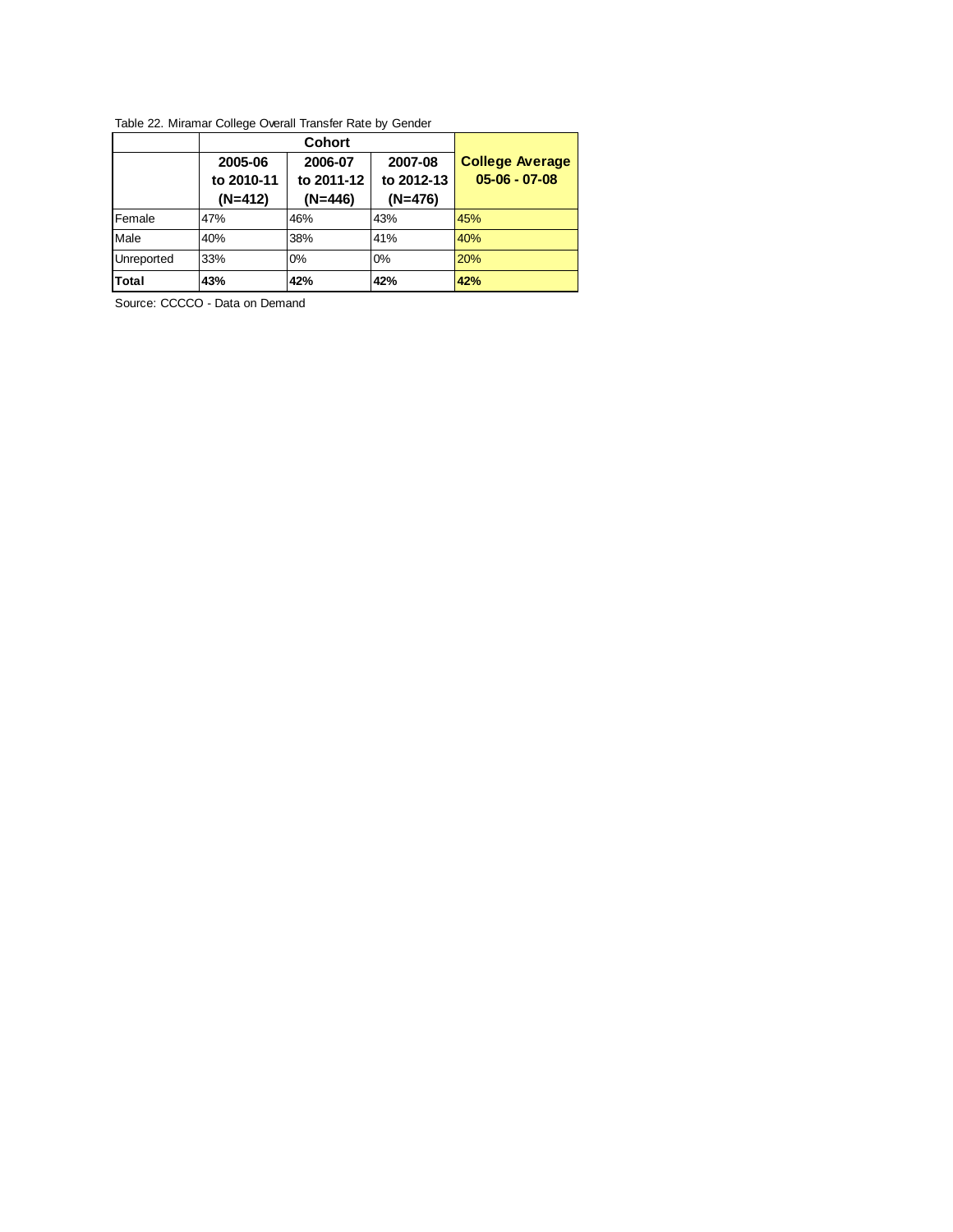Table 22. Miramar College Overall Transfer Rate by Gender

| | Cohort | | | |
|---|---|---|---|---|
| | 2005-06 to 2010-11 (N=412) | 2006-07 to 2011-12 (N=446) | 2007-08 to 2012-13 (N=476) | College Average 05-06 - 07-08 |
| Female | 47% | 46% | 43% | 45% |
| Male | 40% | 38% | 41% | 40% |
| Unreported | 33% | 0% | 0% | 20% |
| **Total** | **43%** | **42%** | **42%** | **42%** |

Source: CCCCO - Data on Demand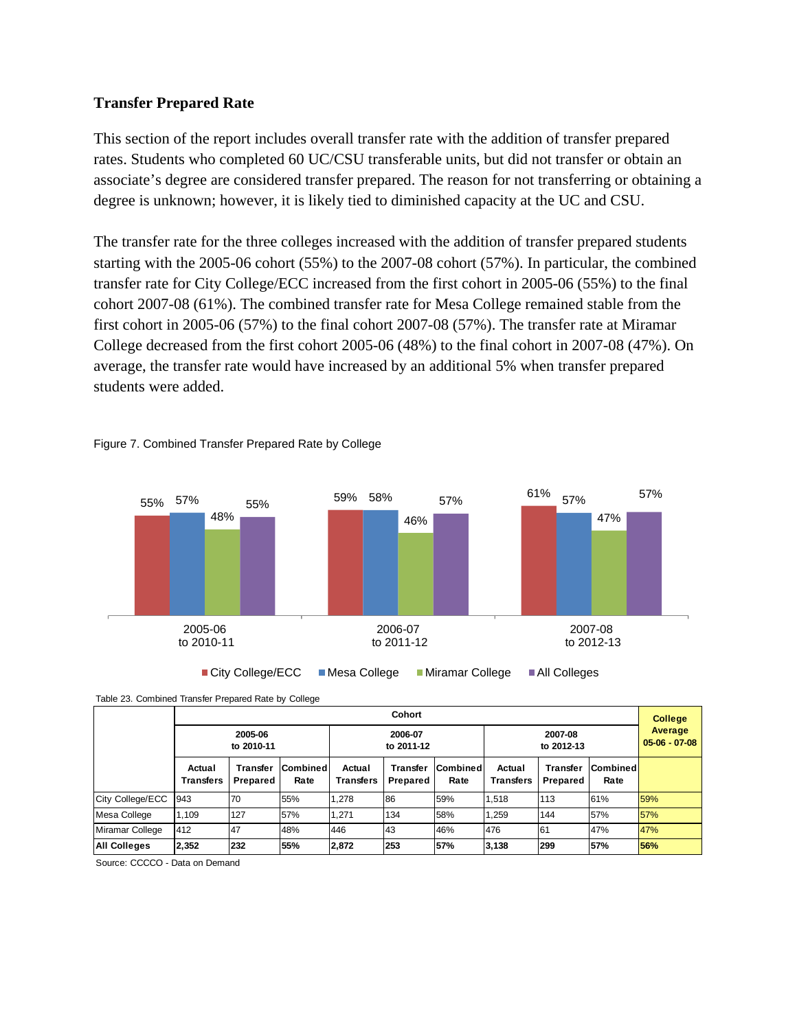## Transfer Prepared Rate

This section of the report includes overall transfer rate with the addition of transfer prepared rates. Students who completed 60 UC/CSU transferable units, but did not transfer or obtain an associate's degree are considered transfer prepared. The reason for not transferring or obtaining a degree is unknown; however, it is likely tied to diminished capacity at the UC and CSU.

The transfer rate for the three colleges increased with the addition of transfer prepared students starting with the 2005-06 cohort (55%) to the 2007-08 cohort (57%). In particular, the combined transfer rate for City College/ECC increased from the first cohort in 2005-06 (55%) to the final cohort 2007-08 (61%). The combined transfer rate for Mesa College remained stable from the first cohort in 2005-06 (57%) to the final cohort 2007-08 (57%). The transfer rate at Miramar College decreased from the first cohort 2005-06 (48%) to the final cohort in 2007-08 (47%). On average, the transfer rate would have increased by an additional 5% when transfer prepared students were added.

Figure 7. Combined Transfer Prepared Rate by College

55% 57% 48% 55%
59% 58% 46% 57%
61% 57% 47% 57%

2005-06 to 2010-11
2006-07 to 2011-12
2007-08 to 2012-13

City College/ECC
Mesa College
Miramar College
All Colleges

Table 23. Combined Transfer Prepared Rate by College

| | Cohort | | | | | | | | | College Average 05-06 - 07-08 |
|---|---|---|---|---|---|---|---|---|---|---|
| | 2005-06 to 2010-11 | | | 2006-07 to 2011-12 | | | 2007-08 to 2012-13 | | | |
| | Actual Transfers | Transfer Prepared | Combined Rate | Actual Transfers | Transfer Prepared | Combined Rate | Actual Transfers | Transfer Prepared | Combined Rate | |
| City College/ECC | 943 | 70 | 55% | 1,278 | 86 | 59% | 1,518 | 113 | 61% | 59% |
| Mesa College | 1,109 | 127 | 57% | 1,271 | 134 | 58% | 1,259 | 144 | 57% | 57% |
| Miramar College | 412 | 47 | 48% | 446 | 43 | 46% | 476 | 61 | 47% | 47% |
| **All Colleges** | **2,352** | **232** | **55%** | **2,872** | **253** | **57%** | **3,138** | **299** | **57%** | **56%** |

Source: CCCCO - Data on Demand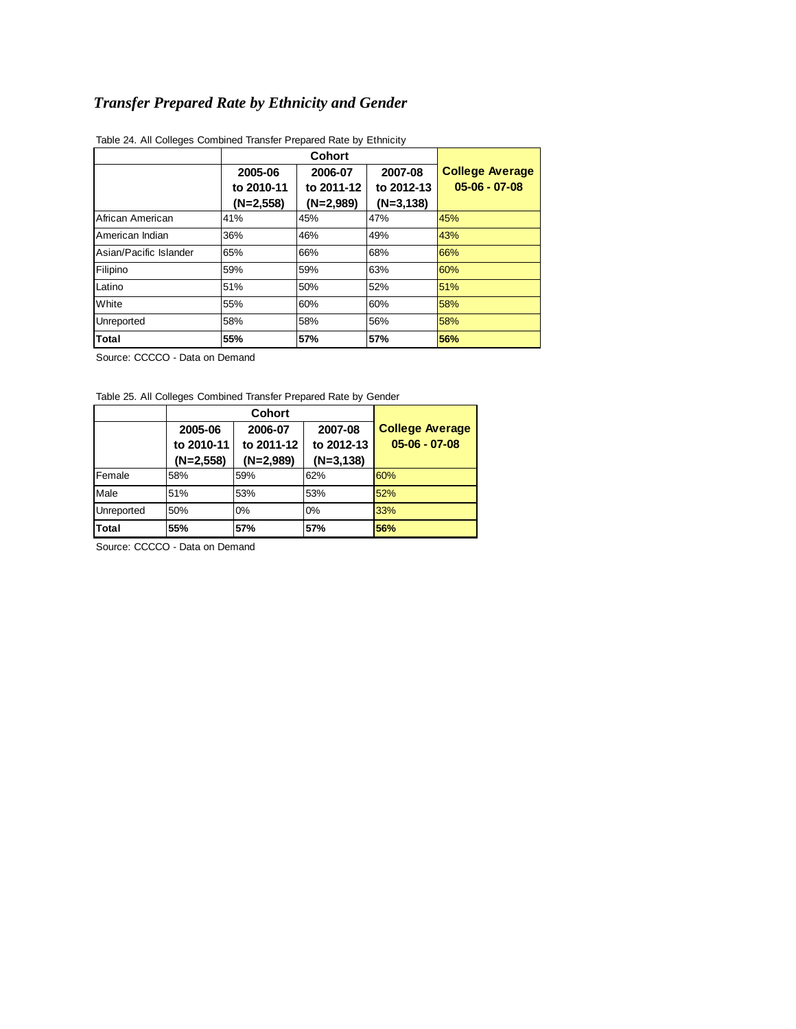## *Transfer Prepared Rate by Ethnicity and Gender*

Table 24. All Colleges Combined Transfer Prepared Rate by Ethnicity

| | Cohort | | | College Average |
|---|---|---|---|---|
| | 2005-06 to 2010-11 (N=2,558) | 2006-07 to 2011-12 (N=2,989) | 2007-08 to 2012-13 (N=3,138) | 05-06 - 07-08 |
| African American | 41% | 45% | 47% | 45% |
| American Indian | 36% | 46% | 49% | 43% |
| Asian/Pacific Islander | 65% | 66% | 68% | 66% |
| Filipino | 59% | 59% | 63% | 60% |
| Latino | 51% | 50% | 52% | 51% |
| White | 55% | 60% | 60% | 58% |
| Unreported | 58% | 58% | 56% | 58% |
| **Total** | **55%** | **57%** | **57%** | **56%** |

Source: CCCCO - Data on Demand

Table 25. All Colleges Combined Transfer Prepared Rate by Gender

| | Cohort | | | College Average |
|---|---|---|---|---|
| | 2005-06 to 2010-11 (N=2,558) | 2006-07 to 2011-12 (N=2,989) | 2007-08 to 2012-13 (N=3,138) | 05-06 - 07-08 |
| Female | 58% | 59% | 62% | 60% |
| Male | 51% | 53% | 53% | 52% |
| Unreported | 50% | 0% | 0% | 33% |
| **Total** | **55%** | **57%** | **57%** | **56%** |

Source: CCCCO - Data on Demand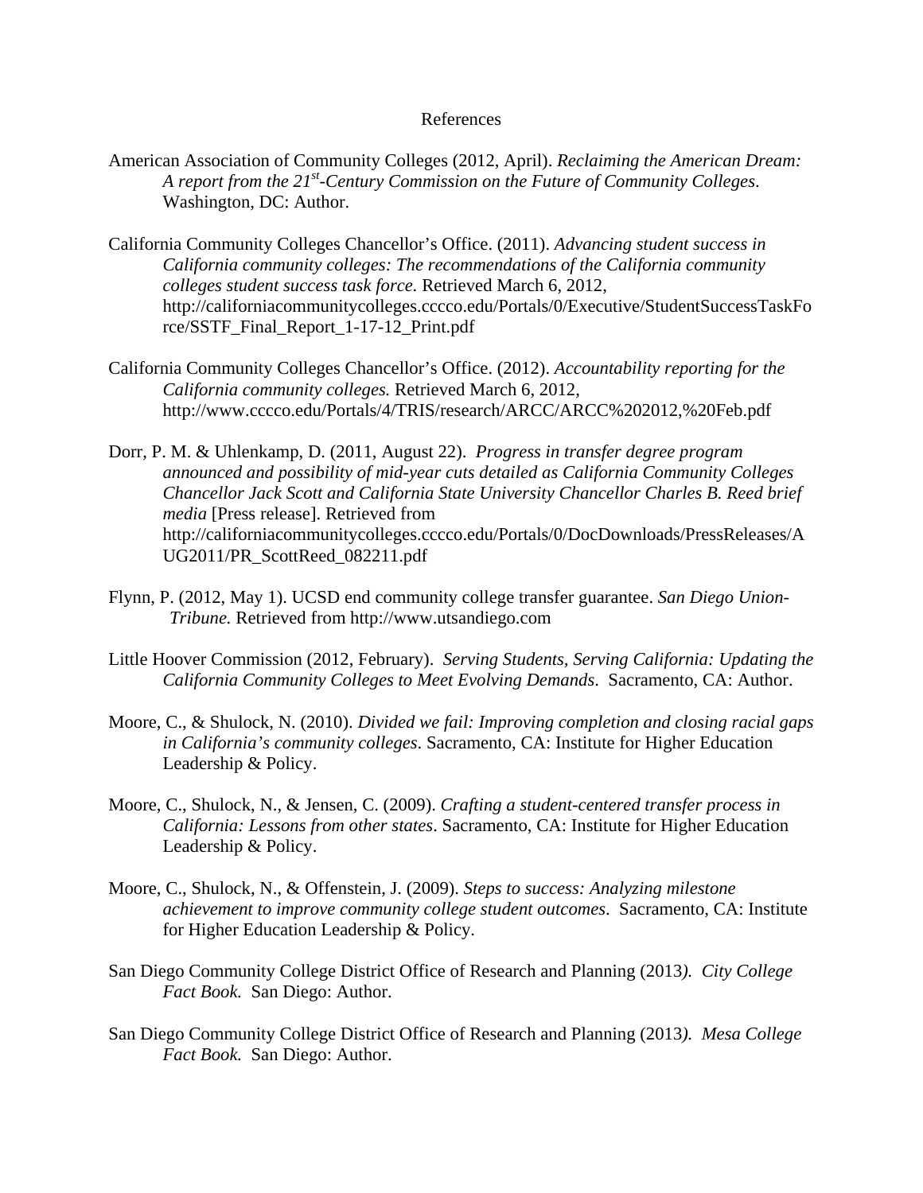# References

American Association of Community Colleges (2012, April). *Reclaiming the American Dream: A report from the 21st-Century Commission on the Future of Community Colleges*. Washington, DC: Author.

California Community Colleges Chancellor's Office. (2011). *Advancing student success in California community colleges: The recommendations of the California community colleges student success task force.* Retrieved March 6, 2012, http://californiacommunitycolleges.cccco.edu/Portals/0/Executive/StudentSuccessTaskForce/SSTF_Final_Report_1-17-12_Print.pdf

California Community Colleges Chancellor's Office. (2012). *Accountability reporting for the California community colleges.* Retrieved March 6, 2012, http://www.cccco.edu/Portals/4/TRIS/research/ARCC/ARCC%202012,%20Feb.pdf

Dorr, P. M. & Uhlenkamp, D. (2011, August 22). *Progress in transfer degree program announced and possibility of mid-year cuts detailed as California Community Colleges Chancellor Jack Scott and California State University Chancellor Charles B. Reed brief media* [Press release]. Retrieved from http://californiacommunitycolleges.cccco.edu/Portals/0/DocDownloads/PressReleases/AUG2011/PR_ScottReed_082211.pdf

Flynn, P. (2012, May 1). UCSD end community college transfer guarantee. *San Diego Union-Tribune.* Retrieved from http://www.utsandiego.com

Little Hoover Commission (2012, February). *Serving Students, Serving California: Updating the California Community Colleges to Meet Evolving Demands*. Sacramento, CA: Author.

Moore, C., & Shulock, N. (2010). *Divided we fail: Improving completion and closing racial gaps in California's community colleges*. Sacramento, CA: Institute for Higher Education Leadership & Policy.

Moore, C., Shulock, N., & Jensen, C. (2009). *Crafting a student-centered transfer process in California: Lessons from other states*. Sacramento, CA: Institute for Higher Education Leadership & Policy.

Moore, C., Shulock, N., & Offenstein, J. (2009). *Steps to success: Analyzing milestone achievement to improve community college student outcomes*. Sacramento, CA: Institute for Higher Education Leadership & Policy.

San Diego Community College District Office of Research and Planning (2013). *City College Fact Book.* San Diego: Author.

San Diego Community College District Office of Research and Planning (2013). *Mesa College Fact Book.* San Diego: Author.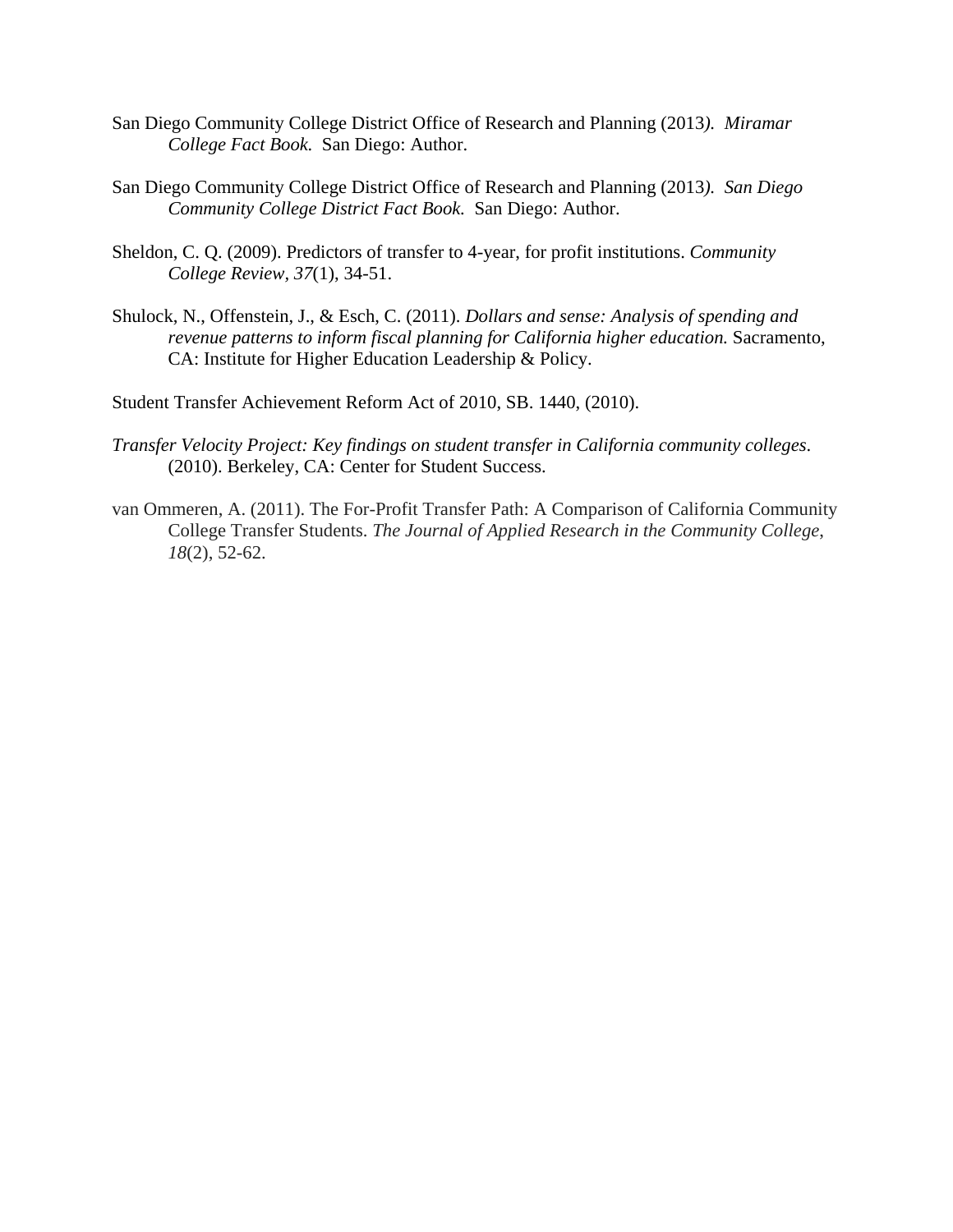San Diego Community College District Office of Research and Planning (2013*). Miramar College Fact Book.* San Diego: Author.

San Diego Community College District Office of Research and Planning (2013*). San Diego Community College District Fact Book.* San Diego: Author.

Sheldon, C. Q. (2009). Predictors of transfer to 4-year, for profit institutions. *Community College Review*, *37*(1), 34-51.

Shulock, N., Offenstein, J., & Esch, C. (2011). *Dollars and sense: Analysis of spending and revenue patterns to inform fiscal planning for California higher education.* Sacramento, CA: Institute for Higher Education Leadership & Policy.

Student Transfer Achievement Reform Act of 2010, SB. 1440, (2010).

*Transfer Velocity Project: Key findings on student transfer in California community colleges*. (2010). Berkeley, CA: Center for Student Success.

van Ommeren, A. (2011). The For-Profit Transfer Path: A Comparison of California Community College Transfer Students. *The Journal of Applied Research in the Community College*, *18*(2), 52-62.